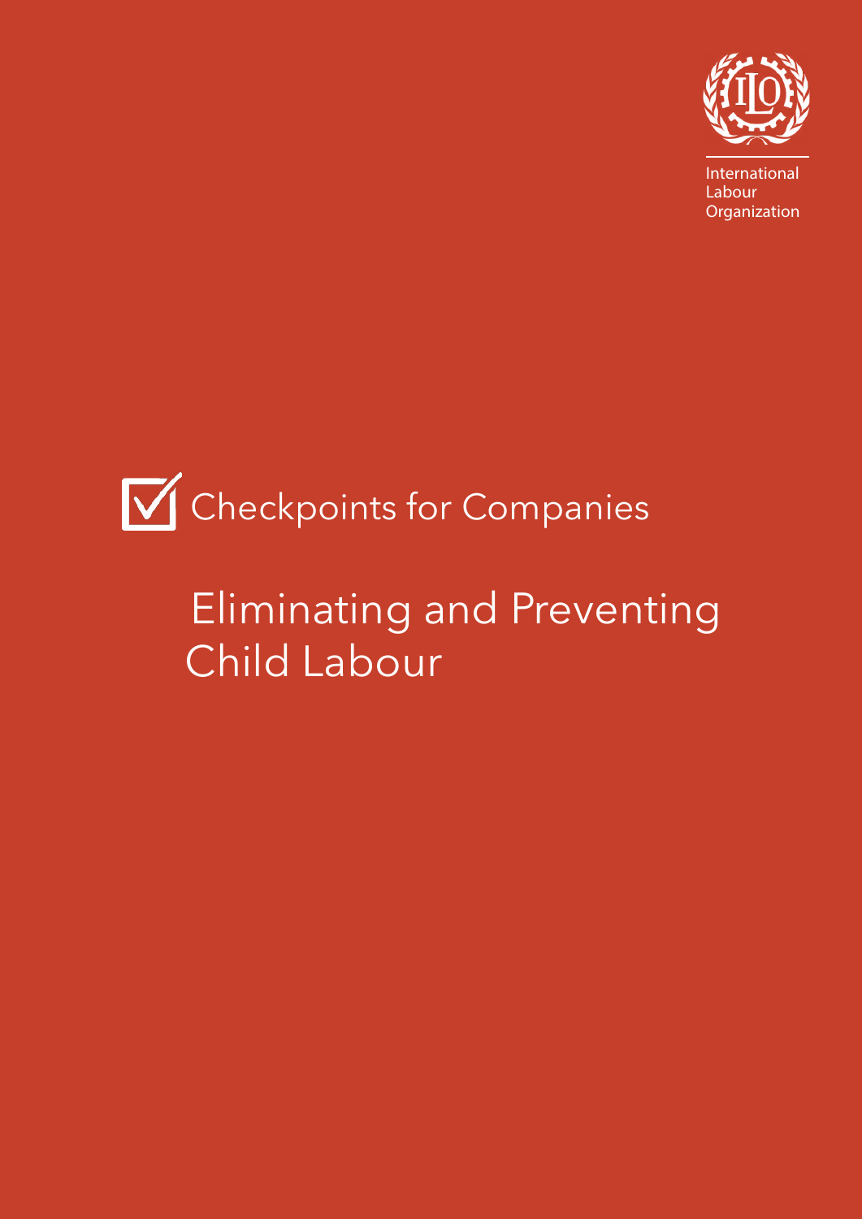International Labour Organization

Checkpoints for Companies

# Eliminating and Preventing Child Labour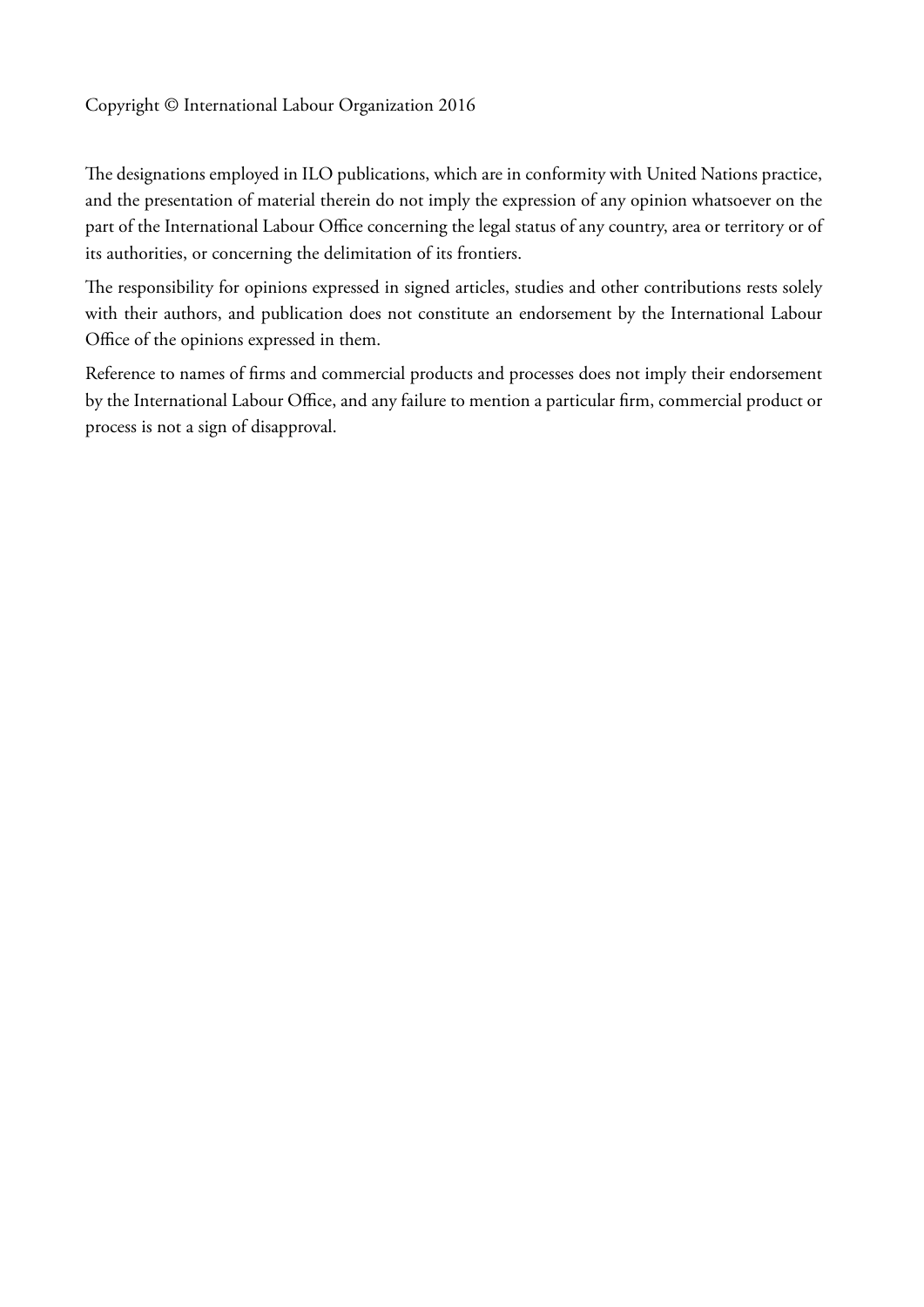Copyright © International Labour Organization 2016

The designations employed in ILO publications, which are in conformity with United Nations practice, and the presentation of material therein do not imply the expression of any opinion whatsoever on the part of the International Labour Office concerning the legal status of any country, area or territory or of its authorities, or concerning the delimitation of its frontiers.

The responsibility for opinions expressed in signed articles, studies and other contributions rests solely with their authors, and publication does not constitute an endorsement by the International Labour Office of the opinions expressed in them.

Reference to names of firms and commercial products and processes does not imply their endorsement by the International Labour Office, and any failure to mention a particular firm, commercial product or process is not a sign of disapproval.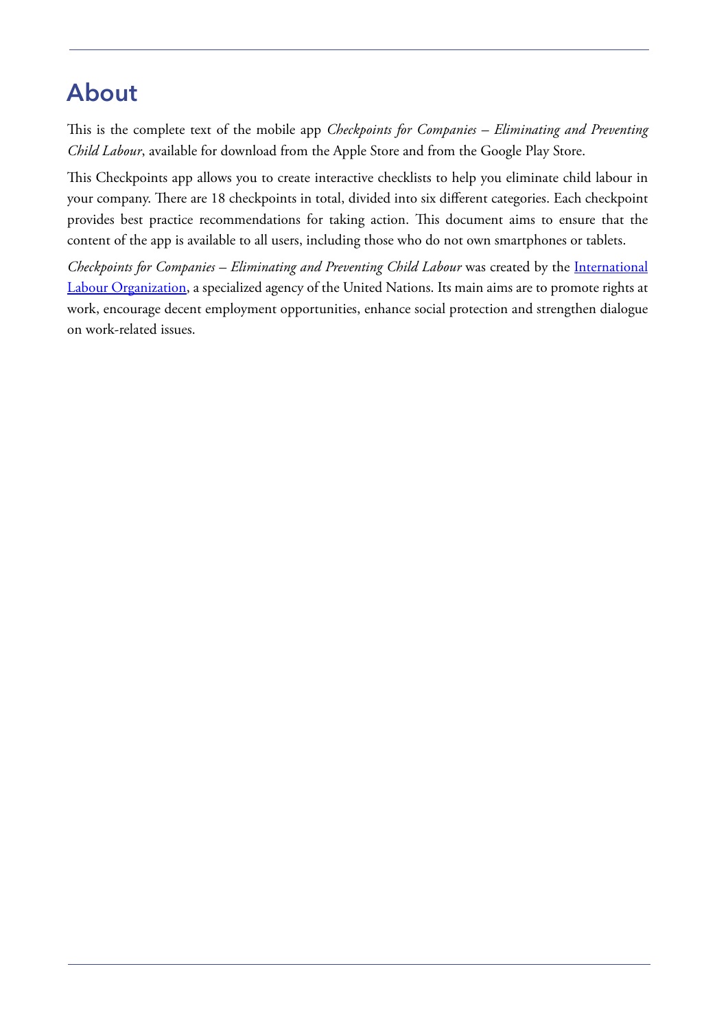# About

This is the complete text of the mobile app *Checkpoints for Companies – Eliminating and Preventing Child Labour*, available for download from the Apple Store and from the Google Play Store.

This Checkpoints app allows you to create interactive checklists to help you eliminate child labour in your company. There are 18 checkpoints in total, divided into six different categories. Each checkpoint provides best practice recommendations for taking action. This document aims to ensure that the content of the app is available to all users, including those who do not own smartphones or tablets.

*Checkpoints for Companies – Eliminating and Preventing Child Labour* was created by the International Labour Organization, a specialized agency of the United Nations. Its main aims are to promote rights at work, encourage decent employment opportunities, enhance social protection and strengthen dialogue on work-related issues.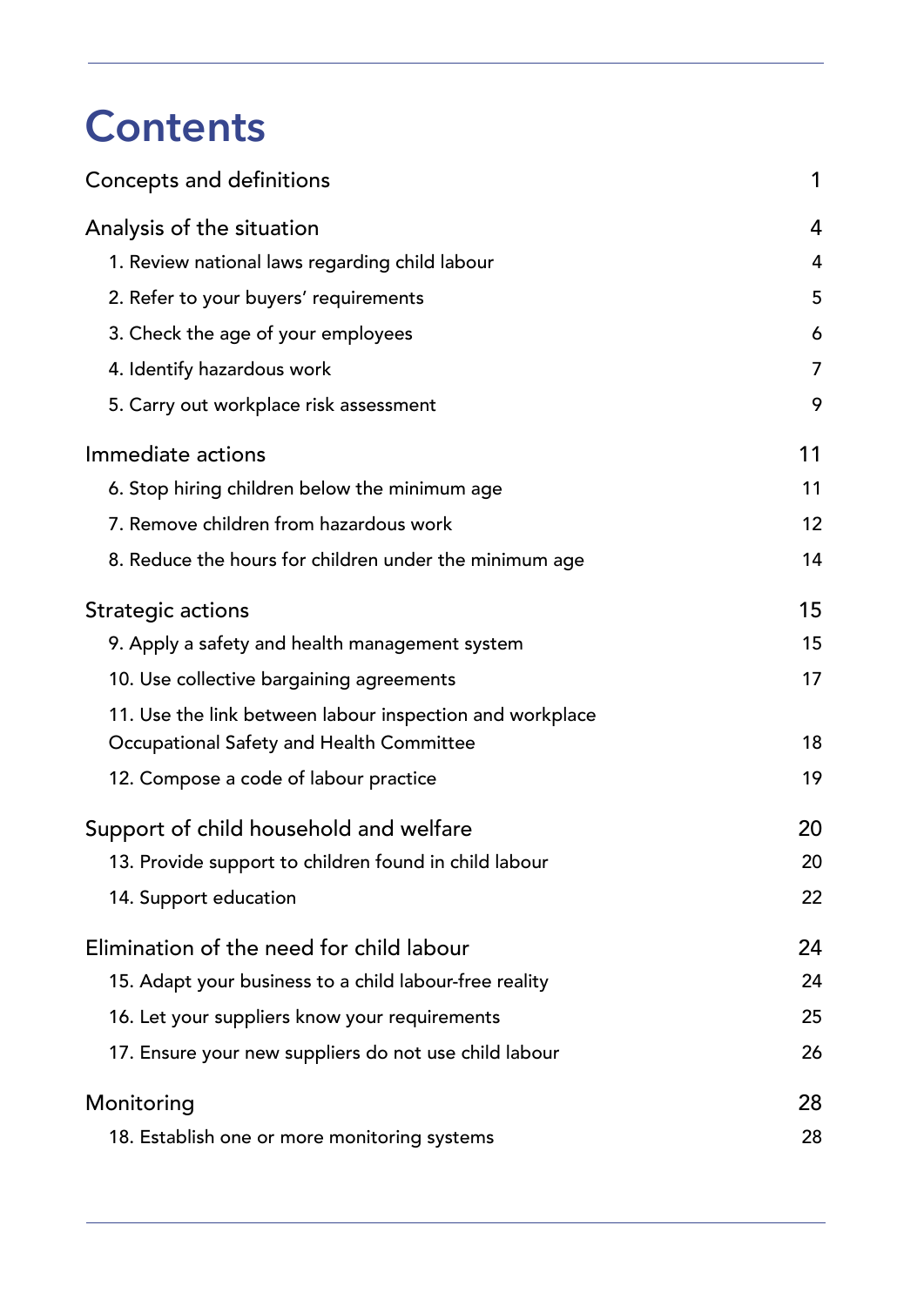# Contents

| | |
|---|---|
| Concepts and definitions | 1 |
| Analysis of the situation | 4 |
| 1. Review national laws regarding child labour | 4 |
| 2. Refer to your buyers' requirements | 5 |
| 3. Check the age of your employees | 6 |
| 4. Identify hazardous work | 7 |
| 5. Carry out workplace risk assessment | 9 |
| Immediate actions | 11 |
| 6. Stop hiring children below the minimum age | 11 |
| 7. Remove children from hazardous work | 12 |
| 8. Reduce the hours for children under the minimum age | 14 |
| Strategic actions | 15 |
| 9. Apply a safety and health management system | 15 |
| 10. Use collective bargaining agreements | 17 |
| 11. Use the link between labour inspection and workplace Occupational Safety and Health Committee | 18 |
| 12. Compose a code of labour practice | 19 |
| Support of child household and welfare | 20 |
| 13. Provide support to children found in child labour | 20 |
| 14. Support education | 22 |
| Elimination of the need for child labour | 24 |
| 15. Adapt your business to a child labour-free reality | 24 |
| 16. Let your suppliers know your requirements | 25 |
| 17. Ensure your new suppliers do not use child labour | 26 |
| Monitoring | 28 |
| 18. Establish one or more monitoring systems | 28 |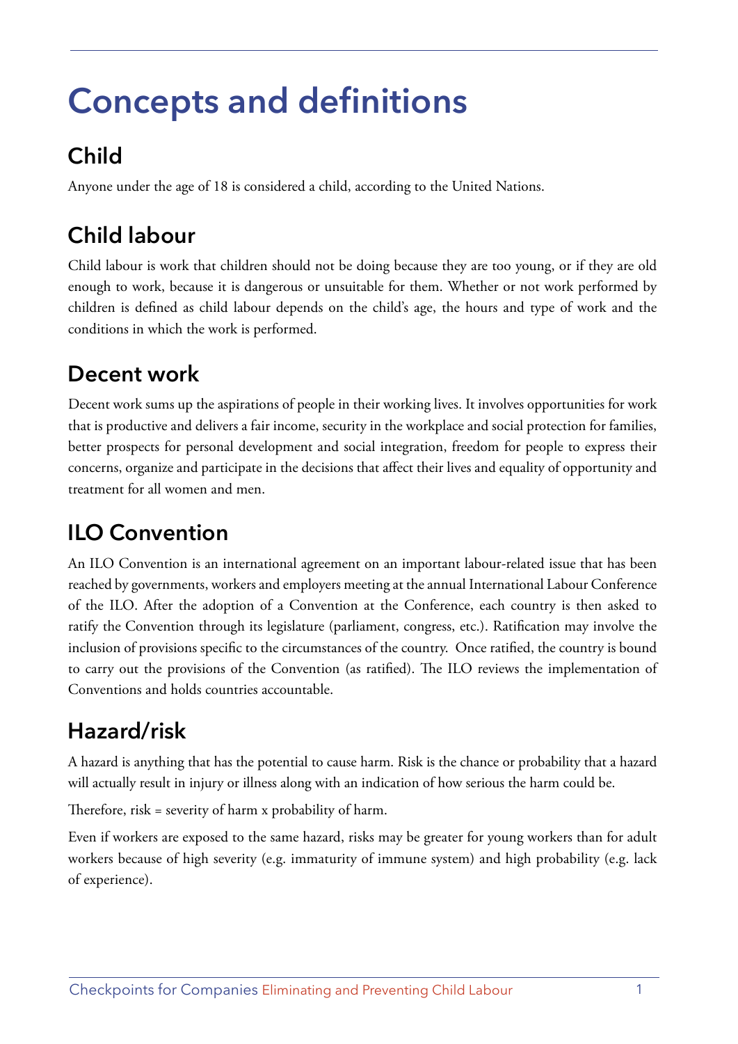# Concepts and definitions

## Child

Anyone under the age of 18 is considered a child, according to the United Nations.

## Child labour

Child labour is work that children should not be doing because they are too young, or if they are old enough to work, because it is dangerous or unsuitable for them. Whether or not work performed by children is defined as child labour depends on the child's age, the hours and type of work and the conditions in which the work is performed.

## Decent work

Decent work sums up the aspirations of people in their working lives. It involves opportunities for work that is productive and delivers a fair income, security in the workplace and social protection for families, better prospects for personal development and social integration, freedom for people to express their concerns, organize and participate in the decisions that affect their lives and equality of opportunity and treatment for all women and men.

## ILO Convention

An ILO Convention is an international agreement on an important labour-related issue that has been reached by governments, workers and employers meeting at the annual International Labour Conference of the ILO. After the adoption of a Convention at the Conference, each country is then asked to ratify the Convention through its legislature (parliament, congress, etc.). Ratification may involve the inclusion of provisions specific to the circumstances of the country. Once ratified, the country is bound to carry out the provisions of the Convention (as ratified). The ILO reviews the implementation of Conventions and holds countries accountable.

## Hazard/risk

A hazard is anything that has the potential to cause harm. Risk is the chance or probability that a hazard will actually result in injury or illness along with an indication of how serious the harm could be.

Therefore, risk = severity of harm x probability of harm.

Even if workers are exposed to the same hazard, risks may be greater for young workers than for adult workers because of high severity (e.g. immaturity of immune system) and high probability (e.g. lack of experience).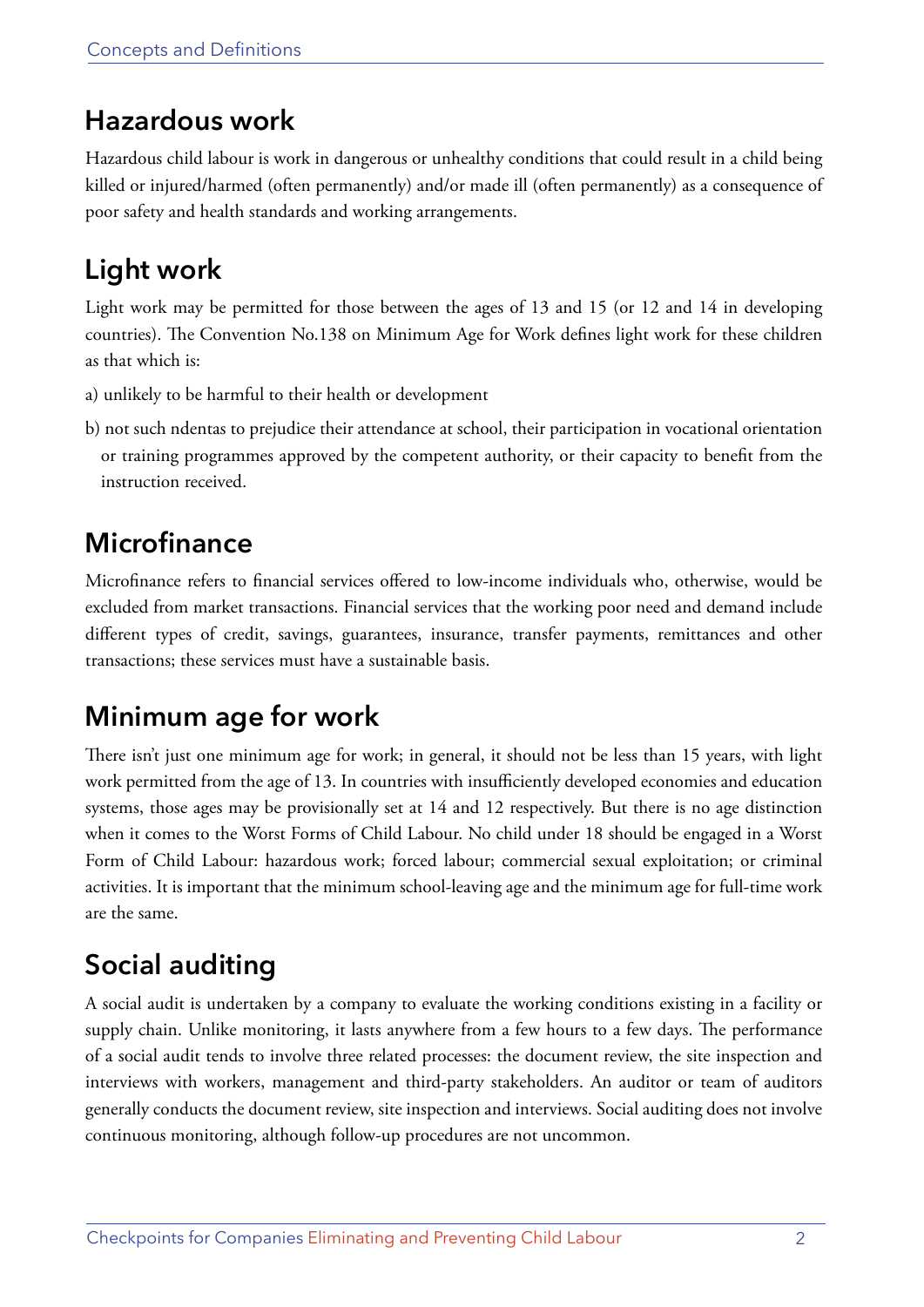## Hazardous work

Hazardous child labour is work in dangerous or unhealthy conditions that could result in a child being killed or injured/harmed (often permanently) and/or made ill (often permanently) as a consequence of poor safety and health standards and working arrangements.

## Light work

Light work may be permitted for those between the ages of 13 and 15 (or 12 and 14 in developing countries). The Convention No.138 on Minimum Age for Work defines light work for these children as that which is:

a) unlikely to be harmful to their health or development

b) not such ndentas to prejudice their attendance at school, their participation in vocational orientation or training programmes approved by the competent authority, or their capacity to benefit from the instruction received.

## Microfinance

Microfinance refers to financial services offered to low-income individuals who, otherwise, would be excluded from market transactions. Financial services that the working poor need and demand include different types of credit, savings, guarantees, insurance, transfer payments, remittances and other transactions; these services must have a sustainable basis.

## Minimum age for work

There isn't just one minimum age for work; in general, it should not be less than 15 years, with light work permitted from the age of 13. In countries with insufficiently developed economies and education systems, those ages may be provisionally set at 14 and 12 respectively. But there is no age distinction when it comes to the Worst Forms of Child Labour. No child under 18 should be engaged in a Worst Form of Child Labour: hazardous work; forced labour; commercial sexual exploitation; or criminal activities. It is important that the minimum school-leaving age and the minimum age for full-time work are the same.

## Social auditing

A social audit is undertaken by a company to evaluate the working conditions existing in a facility or supply chain. Unlike monitoring, it lasts anywhere from a few hours to a few days. The performance of a social audit tends to involve three related processes: the document review, the site inspection and interviews with workers, management and third-party stakeholders. An auditor or team of auditors generally conducts the document review, site inspection and interviews. Social auditing does not involve continuous monitoring, although follow-up procedures are not uncommon.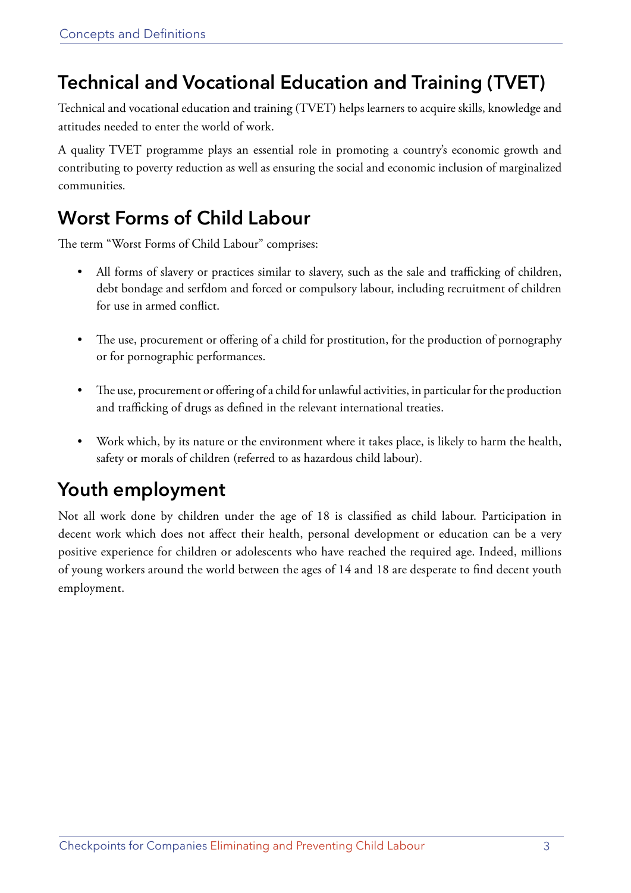## Technical and Vocational Education and Training (TVET)

Technical and vocational education and training (TVET) helps learners to acquire skills, knowledge and attitudes needed to enter the world of work.

A quality TVET programme plays an essential role in promoting a country's economic growth and contributing to poverty reduction as well as ensuring the social and economic inclusion of marginalized communities.

## Worst Forms of Child Labour

The term "Worst Forms of Child Labour" comprises:

- All forms of slavery or practices similar to slavery, such as the sale and trafficking of children, debt bondage and serfdom and forced or compulsory labour, including recruitment of children for use in armed conflict.

- The use, procurement or offering of a child for prostitution, for the production of pornography or for pornographic performances.

- The use, procurement or offering of a child for unlawful activities, in particular for the production and trafficking of drugs as defined in the relevant international treaties.

- Work which, by its nature or the environment where it takes place, is likely to harm the health, safety or morals of children (referred to as hazardous child labour).

## Youth employment

Not all work done by children under the age of 18 is classified as child labour. Participation in decent work which does not affect their health, personal development or education can be a very positive experience for children or adolescents who have reached the required age. Indeed, millions of young workers around the world between the ages of 14 and 18 are desperate to find decent youth employment.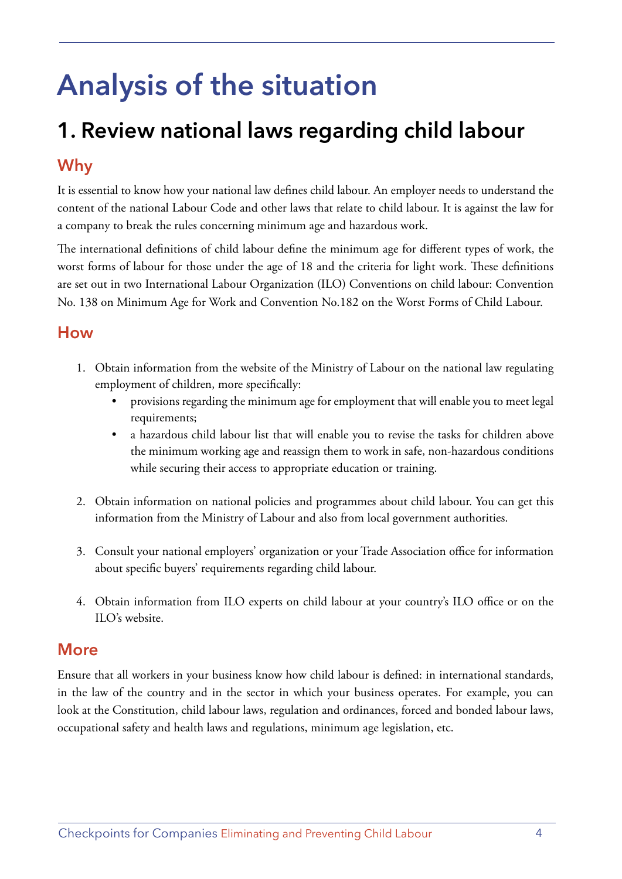# Analysis of the situation

## 1. Review national laws regarding child labour

### Why

It is essential to know how your national law defines child labour. An employer needs to understand the content of the national Labour Code and other laws that relate to child labour. It is against the law for a company to break the rules concerning minimum age and hazardous work.

The international definitions of child labour define the minimum age for different types of work, the worst forms of labour for those under the age of 18 and the criteria for light work. These definitions are set out in two International Labour Organization (ILO) Conventions on child labour: Convention No. 138 on Minimum Age for Work and Convention No.182 on the Worst Forms of Child Labour.

### How

1. Obtain information from the website of the Ministry of Labour on the national law regulating employment of children, more specifically:
   - provisions regarding the minimum age for employment that will enable you to meet legal requirements;
   - a hazardous child labour list that will enable you to revise the tasks for children above the minimum working age and reassign them to work in safe, non-hazardous conditions while securing their access to appropriate education or training.

2. Obtain information on national policies and programmes about child labour. You can get this information from the Ministry of Labour and also from local government authorities.

3. Consult your national employers' organization or your Trade Association office for information about specific buyers' requirements regarding child labour.

4. Obtain information from ILO experts on child labour at your country's ILO office or on the ILO's website.

### More

Ensure that all workers in your business know how child labour is defined: in international standards, in the law of the country and in the sector in which your business operates. For example, you can look at the Constitution, child labour laws, regulation and ordinances, forced and bonded labour laws, occupational safety and health laws and regulations, minimum age legislation, etc.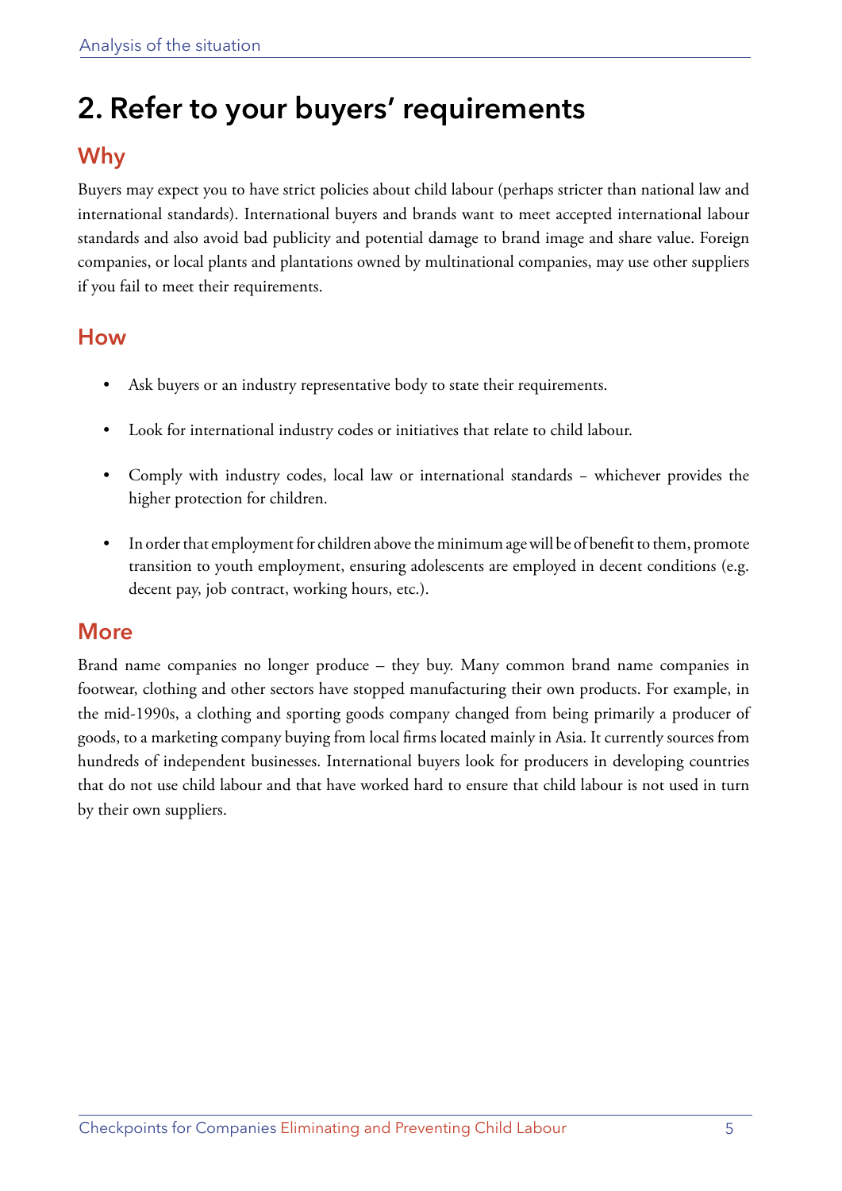## 2. Refer to your buyers' requirements

### Why

Buyers may expect you to have strict policies about child labour (perhaps stricter than national law and international standards). International buyers and brands want to meet accepted international labour standards and also avoid bad publicity and potential damage to brand image and share value. Foreign companies, or local plants and plantations owned by multinational companies, may use other suppliers if you fail to meet their requirements.

### How

- Ask buyers or an industry representative body to state their requirements.
- Look for international industry codes or initiatives that relate to child labour.
- Comply with industry codes, local law or international standards – whichever provides the higher protection for children.
- In order that employment for children above the minimum age will be of benefit to them, promote transition to youth employment, ensuring adolescents are employed in decent conditions (e.g. decent pay, job contract, working hours, etc.).

### More

Brand name companies no longer produce – they buy. Many common brand name companies in footwear, clothing and other sectors have stopped manufacturing their own products. For example, in the mid-1990s, a clothing and sporting goods company changed from being primarily a producer of goods, to a marketing company buying from local firms located mainly in Asia. It currently sources from hundreds of independent businesses. International buyers look for producers in developing countries that do not use child labour and that have worked hard to ensure that child labour is not used in turn by their own suppliers.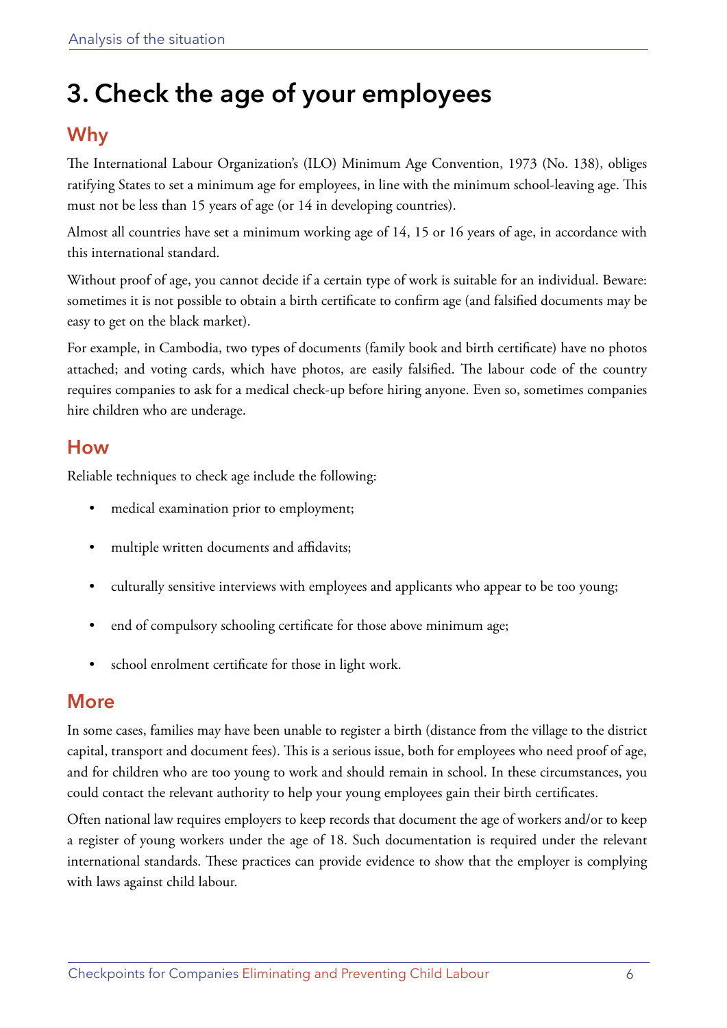# 3. Check the age of your employees

## Why

The International Labour Organization's (ILO) Minimum Age Convention, 1973 (No. 138), obliges ratifying States to set a minimum age for employees, in line with the minimum school-leaving age. This must not be less than 15 years of age (or 14 in developing countries).

Almost all countries have set a minimum working age of 14, 15 or 16 years of age, in accordance with this international standard.

Without proof of age, you cannot decide if a certain type of work is suitable for an individual. Beware: sometimes it is not possible to obtain a birth certificate to confirm age (and falsified documents may be easy to get on the black market).

For example, in Cambodia, two types of documents (family book and birth certificate) have no photos attached; and voting cards, which have photos, are easily falsified. The labour code of the country requires companies to ask for a medical check-up before hiring anyone. Even so, sometimes companies hire children who are underage.

## How

Reliable techniques to check age include the following:

- medical examination prior to employment;
- multiple written documents and affidavits;
- culturally sensitive interviews with employees and applicants who appear to be too young;
- end of compulsory schooling certificate for those above minimum age;
- school enrolment certificate for those in light work.

## More

In some cases, families may have been unable to register a birth (distance from the village to the district capital, transport and document fees). This is a serious issue, both for employees who need proof of age, and for children who are too young to work and should remain in school. In these circumstances, you could contact the relevant authority to help your young employees gain their birth certificates.

Often national law requires employers to keep records that document the age of workers and/or to keep a register of young workers under the age of 18. Such documentation is required under the relevant international standards. These practices can provide evidence to show that the employer is complying with laws against child labour.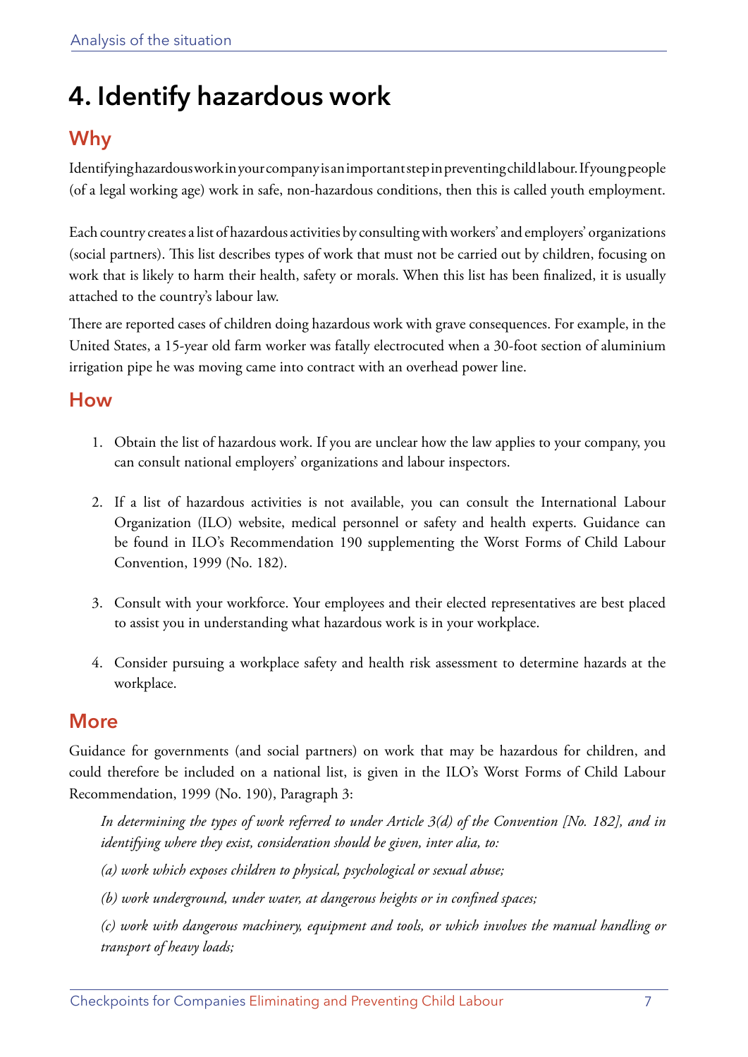# 4. Identify hazardous work

## Why

Identifying hazardous work in your company is an important step in preventing child labour. If young people (of a legal working age) work in safe, non-hazardous conditions, then this is called youth employment.

Each country creates a list of hazardous activities by consulting with workers' and employers' organizations (social partners). This list describes types of work that must not be carried out by children, focusing on work that is likely to harm their health, safety or morals. When this list has been finalized, it is usually attached to the country's labour law.

There are reported cases of children doing hazardous work with grave consequences. For example, in the United States, a 15-year old farm worker was fatally electrocuted when a 30-foot section of aluminium irrigation pipe he was moving came into contract with an overhead power line.

## How

1. Obtain the list of hazardous work. If you are unclear how the law applies to your company, you can consult national employers' organizations and labour inspectors.
2. If a list of hazardous activities is not available, you can consult the International Labour Organization (ILO) website, medical personnel or safety and health experts. Guidance can be found in ILO's Recommendation 190 supplementing the Worst Forms of Child Labour Convention, 1999 (No. 182).
3. Consult with your workforce. Your employees and their elected representatives are best placed to assist you in understanding what hazardous work is in your workplace.
4. Consider pursuing a workplace safety and health risk assessment to determine hazards at the workplace.

## More

Guidance for governments (and social partners) on work that may be hazardous for children, and could therefore be included on a national list, is given in the ILO's Worst Forms of Child Labour Recommendation, 1999 (No. 190), Paragraph 3:

*In determining the types of work referred to under Article 3(d) of the Convention [No. 182], and in identifying where they exist, consideration should be given, inter alia, to:*

*(a) work which exposes children to physical, psychological or sexual abuse;*

*(b) work underground, under water, at dangerous heights or in confined spaces;*

*(c) work with dangerous machinery, equipment and tools, or which involves the manual handling or transport of heavy loads;*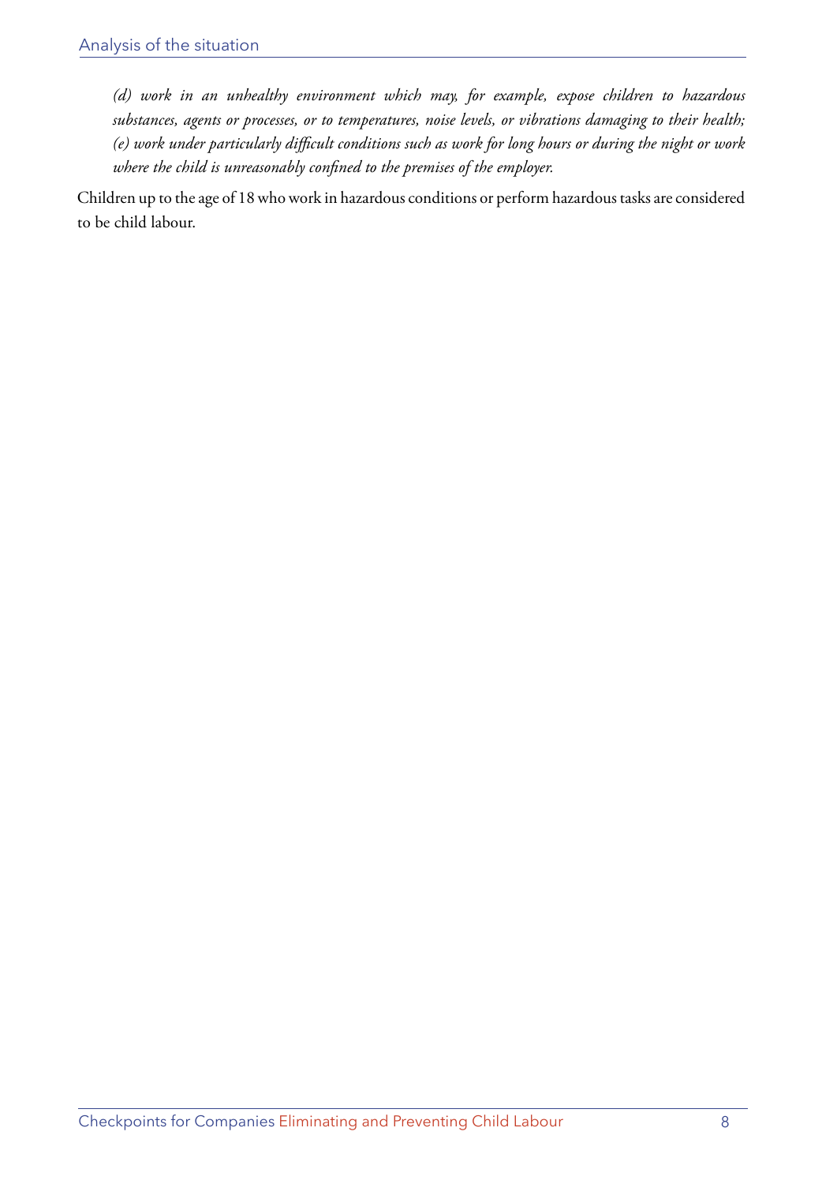*(d) work in an unhealthy environment which may, for example, expose children to hazardous substances, agents or processes, or to temperatures, noise levels, or vibrations damaging to their health;*
*(e) work under particularly difficult conditions such as work for long hours or during the night or work where the child is unreasonably confined to the premises of the employer.*

Children up to the age of 18 who work in hazardous conditions or perform hazardous tasks are considered to be child labour.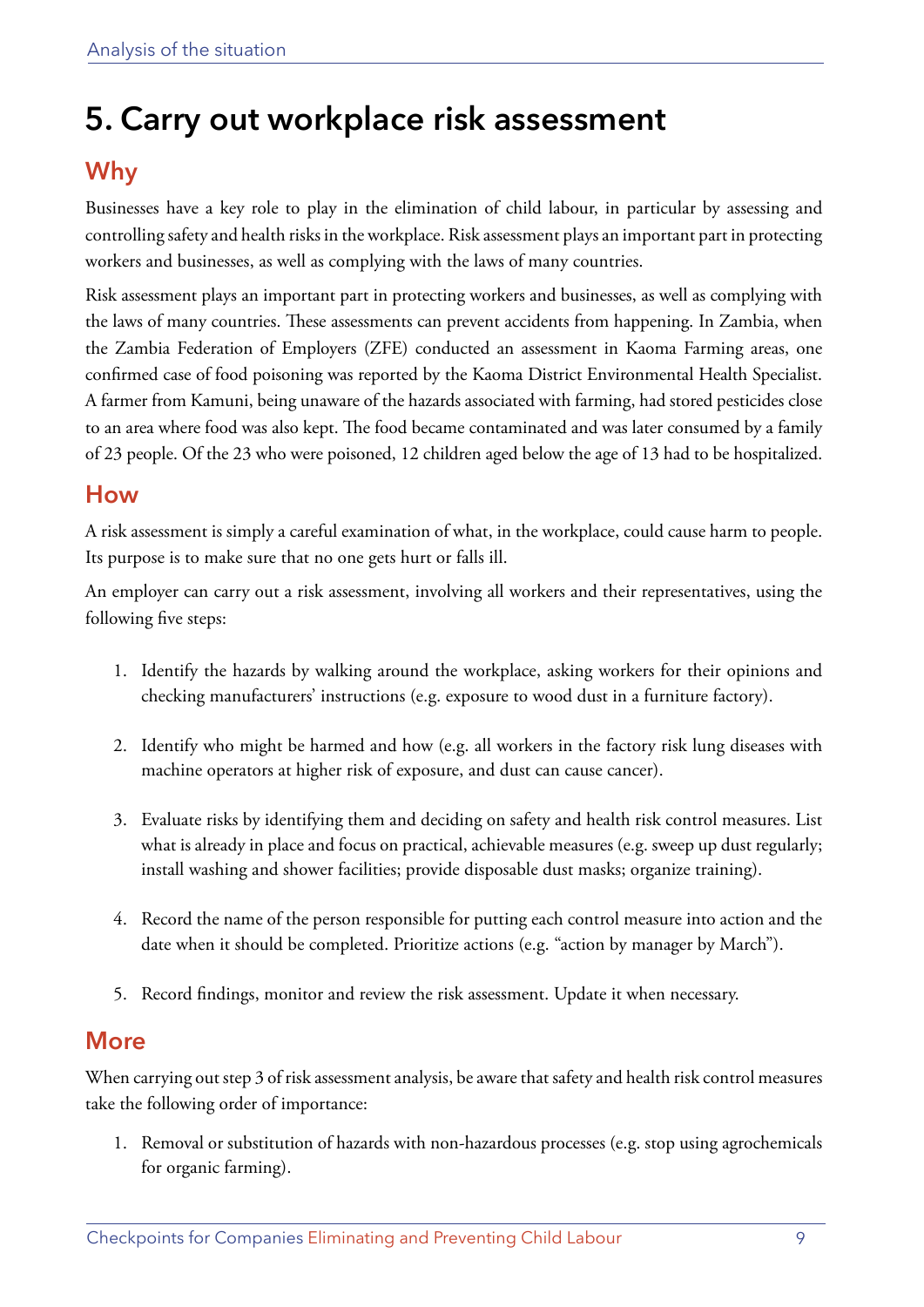# 5. Carry out workplace risk assessment

## Why

Businesses have a key role to play in the elimination of child labour, in particular by assessing and controlling safety and health risks in the workplace. Risk assessment plays an important part in protecting workers and businesses, as well as complying with the laws of many countries.

Risk assessment plays an important part in protecting workers and businesses, as well as complying with the laws of many countries. These assessments can prevent accidents from happening. In Zambia, when the Zambia Federation of Employers (ZFE) conducted an assessment in Kaoma Farming areas, one confirmed case of food poisoning was reported by the Kaoma District Environmental Health Specialist. A farmer from Kamuni, being unaware of the hazards associated with farming, had stored pesticides close to an area where food was also kept. The food became contaminated and was later consumed by a family of 23 people. Of the 23 who were poisoned, 12 children aged below the age of 13 had to be hospitalized.

## How

A risk assessment is simply a careful examination of what, in the workplace, could cause harm to people. Its purpose is to make sure that no one gets hurt or falls ill.

An employer can carry out a risk assessment, involving all workers and their representatives, using the following five steps:

1. Identify the hazards by walking around the workplace, asking workers for their opinions and checking manufacturers' instructions (e.g. exposure to wood dust in a furniture factory).
2. Identify who might be harmed and how (e.g. all workers in the factory risk lung diseases with machine operators at higher risk of exposure, and dust can cause cancer).
3. Evaluate risks by identifying them and deciding on safety and health risk control measures. List what is already in place and focus on practical, achievable measures (e.g. sweep up dust regularly; install washing and shower facilities; provide disposable dust masks; organize training).
4. Record the name of the person responsible for putting each control measure into action and the date when it should be completed. Prioritize actions (e.g. "action by manager by March").
5. Record findings, monitor and review the risk assessment. Update it when necessary.

## More

When carrying out step 3 of risk assessment analysis, be aware that safety and health risk control measures take the following order of importance:

1. Removal or substitution of hazards with non-hazardous processes (e.g. stop using agrochemicals for organic farming).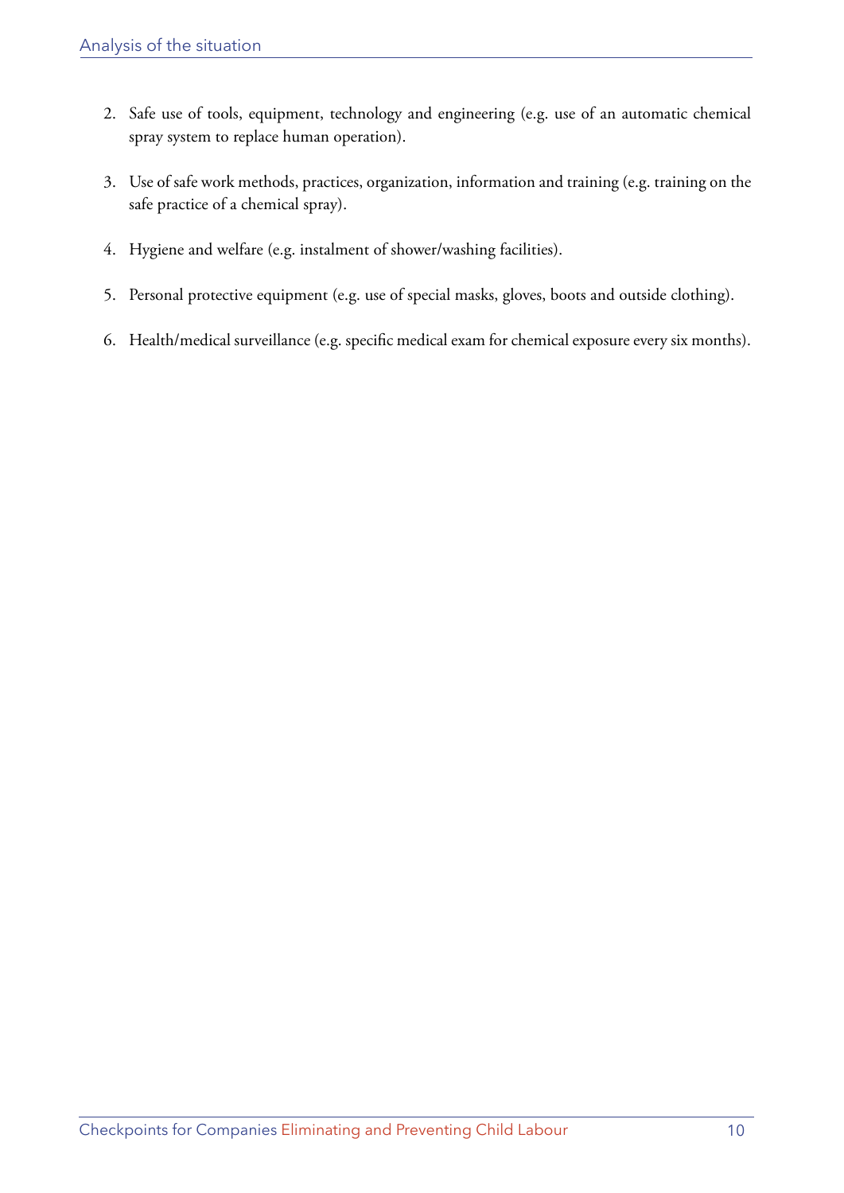2. Safe use of tools, equipment, technology and engineering (e.g. use of an automatic chemical spray system to replace human operation).

3. Use of safe work methods, practices, organization, information and training (e.g. training on the safe practice of a chemical spray).

4. Hygiene and welfare (e.g. instalment of shower/washing facilities).

5. Personal protective equipment (e.g. use of special masks, gloves, boots and outside clothing).

6. Health/medical surveillance (e.g. specific medical exam for chemical exposure every six months).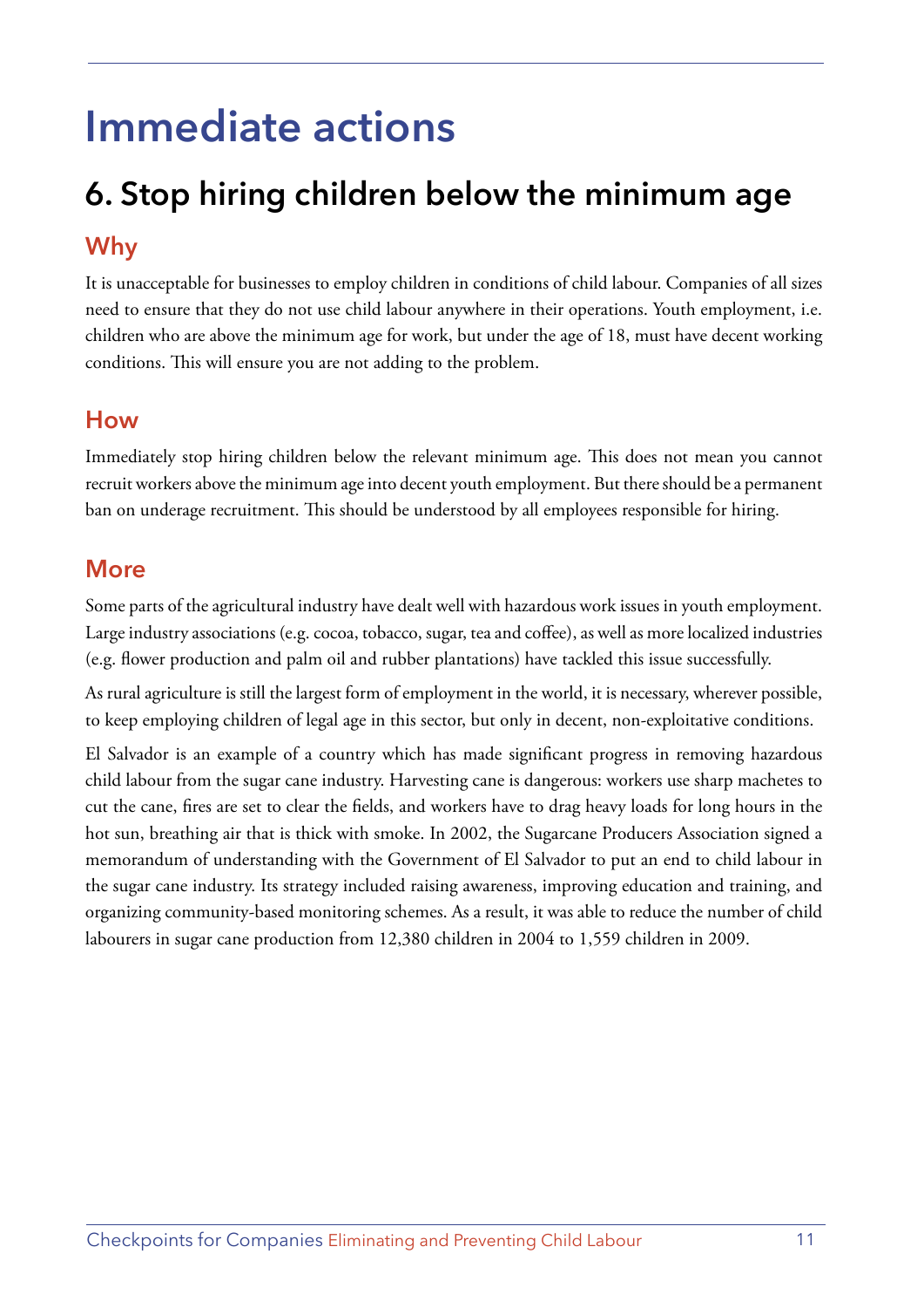# Immediate actions

## 6. Stop hiring children below the minimum age

### Why

It is unacceptable for businesses to employ children in conditions of child labour. Companies of all sizes need to ensure that they do not use child labour anywhere in their operations. Youth employment, i.e. children who are above the minimum age for work, but under the age of 18, must have decent working conditions. This will ensure you are not adding to the problem.

### How

Immediately stop hiring children below the relevant minimum age. This does not mean you cannot recruit workers above the minimum age into decent youth employment. But there should be a permanent ban on underage recruitment. This should be understood by all employees responsible for hiring.

### More

Some parts of the agricultural industry have dealt well with hazardous work issues in youth employment. Large industry associations (e.g. cocoa, tobacco, sugar, tea and coffee), as well as more localized industries (e.g. flower production and palm oil and rubber plantations) have tackled this issue successfully.

As rural agriculture is still the largest form of employment in the world, it is necessary, wherever possible, to keep employing children of legal age in this sector, but only in decent, non-exploitative conditions.

El Salvador is an example of a country which has made significant progress in removing hazardous child labour from the sugar cane industry. Harvesting cane is dangerous: workers use sharp machetes to cut the cane, fires are set to clear the fields, and workers have to drag heavy loads for long hours in the hot sun, breathing air that is thick with smoke. In 2002, the Sugarcane Producers Association signed a memorandum of understanding with the Government of El Salvador to put an end to child labour in the sugar cane industry. Its strategy included raising awareness, improving education and training, and organizing community-based monitoring schemes. As a result, it was able to reduce the number of child labourers in sugar cane production from 12,380 children in 2004 to 1,559 children in 2009.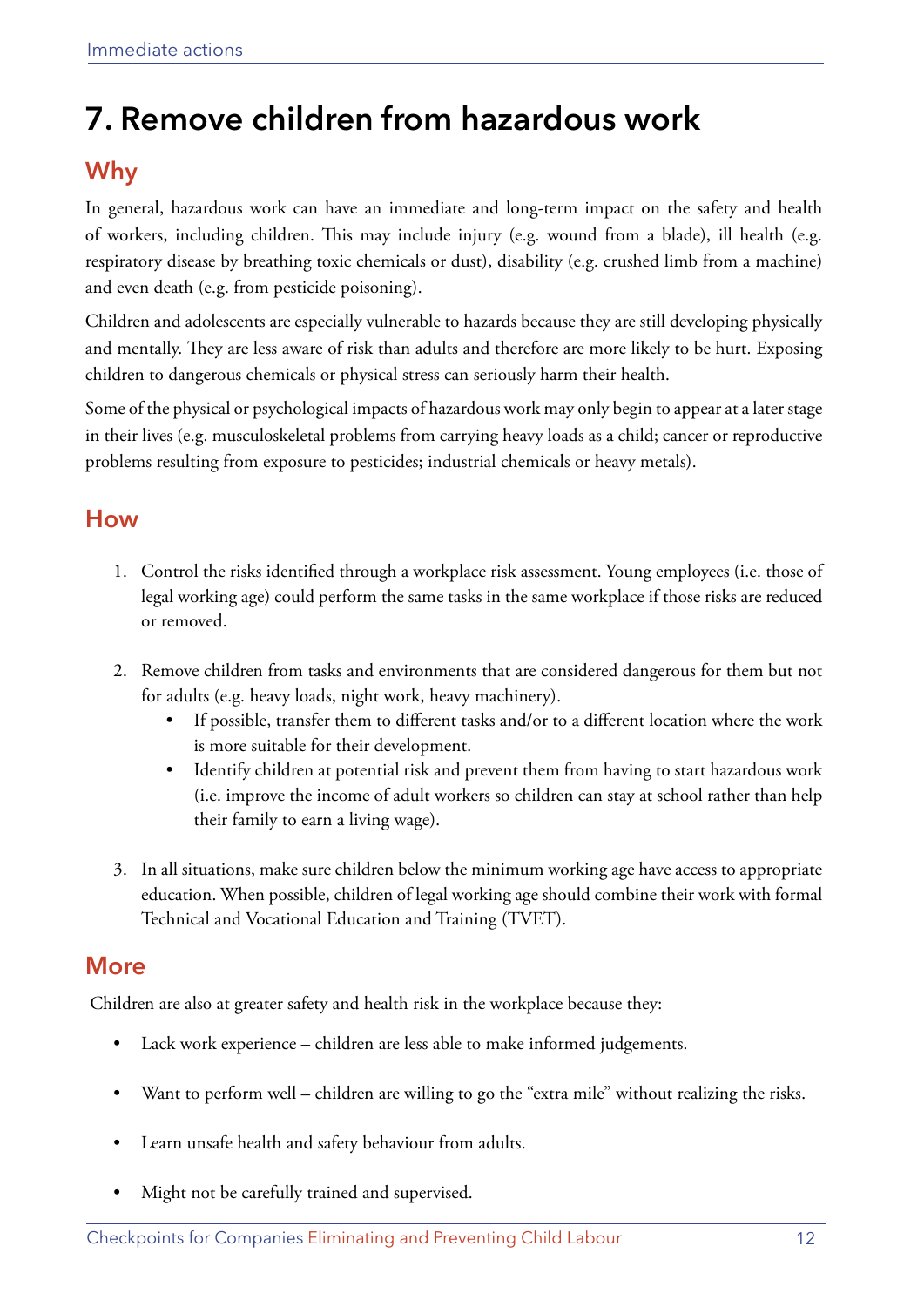# 7. Remove children from hazardous work

## Why

In general, hazardous work can have an immediate and long-term impact on the safety and health of workers, including children. This may include injury (e.g. wound from a blade), ill health (e.g. respiratory disease by breathing toxic chemicals or dust), disability (e.g. crushed limb from a machine) and even death (e.g. from pesticide poisoning).

Children and adolescents are especially vulnerable to hazards because they are still developing physically and mentally. They are less aware of risk than adults and therefore are more likely to be hurt. Exposing children to dangerous chemicals or physical stress can seriously harm their health.

Some of the physical or psychological impacts of hazardous work may only begin to appear at a later stage in their lives (e.g. musculoskeletal problems from carrying heavy loads as a child; cancer or reproductive problems resulting from exposure to pesticides; industrial chemicals or heavy metals).

## How

1. Control the risks identified through a workplace risk assessment. Young employees (i.e. those of legal working age) could perform the same tasks in the same workplace if those risks are reduced or removed.

2. Remove children from tasks and environments that are considered dangerous for them but not for adults (e.g. heavy loads, night work, heavy machinery).
   - If possible, transfer them to different tasks and/or to a different location where the work is more suitable for their development.
   - Identify children at potential risk and prevent them from having to start hazardous work (i.e. improve the income of adult workers so children can stay at school rather than help their family to earn a living wage).

3. In all situations, make sure children below the minimum working age have access to appropriate education. When possible, children of legal working age should combine their work with formal Technical and Vocational Education and Training (TVET).

## More

Children are also at greater safety and health risk in the workplace because they:

- Lack work experience – children are less able to make informed judgements.
- Want to perform well – children are willing to go the "extra mile" without realizing the risks.
- Learn unsafe health and safety behaviour from adults.
- Might not be carefully trained and supervised.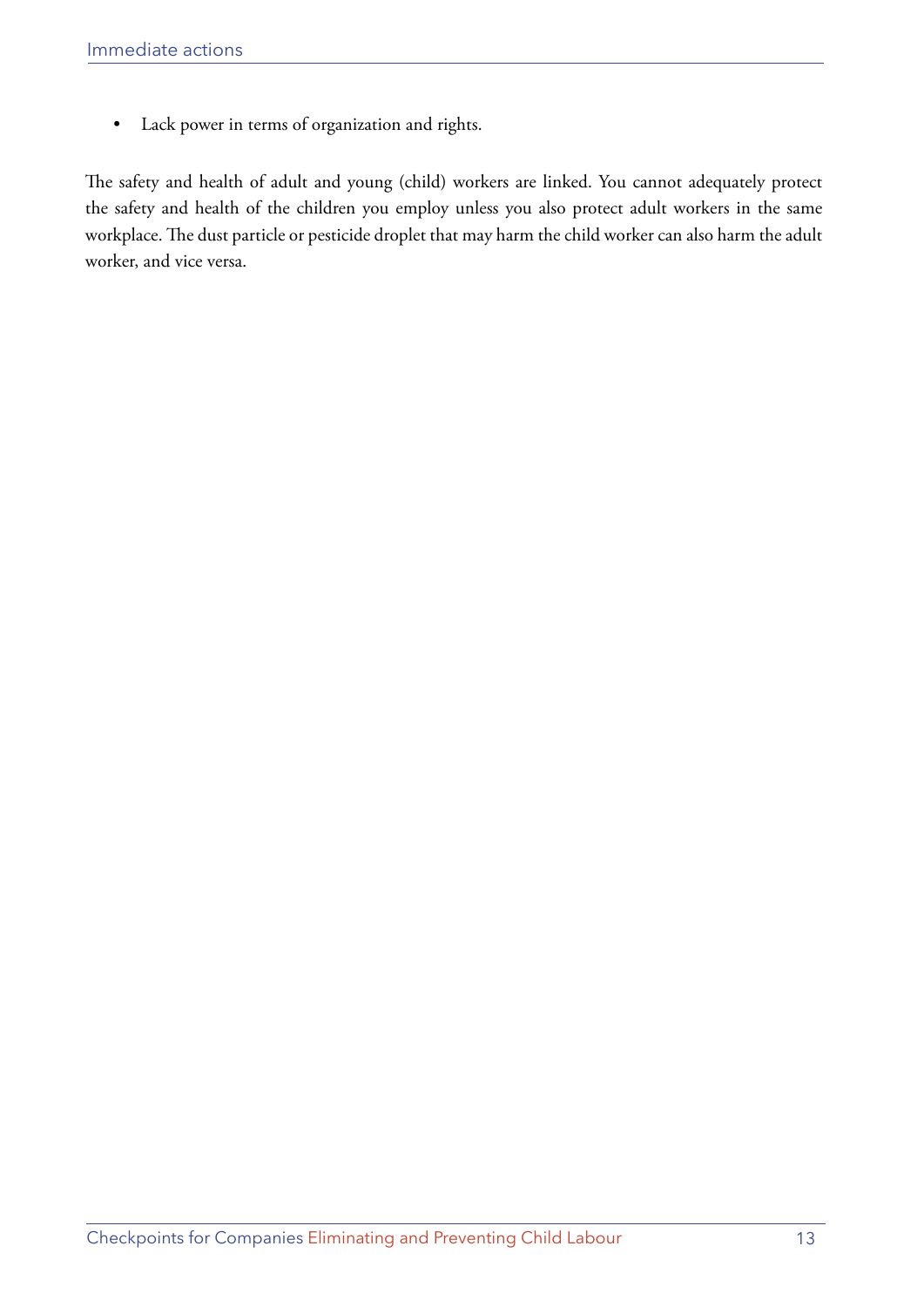- Lack power in terms of organization and rights.

The safety and health of adult and young (child) workers are linked. You cannot adequately protect the safety and health of the children you employ unless you also protect adult workers in the same workplace. The dust particle or pesticide droplet that may harm the child worker can also harm the adult worker, and vice versa.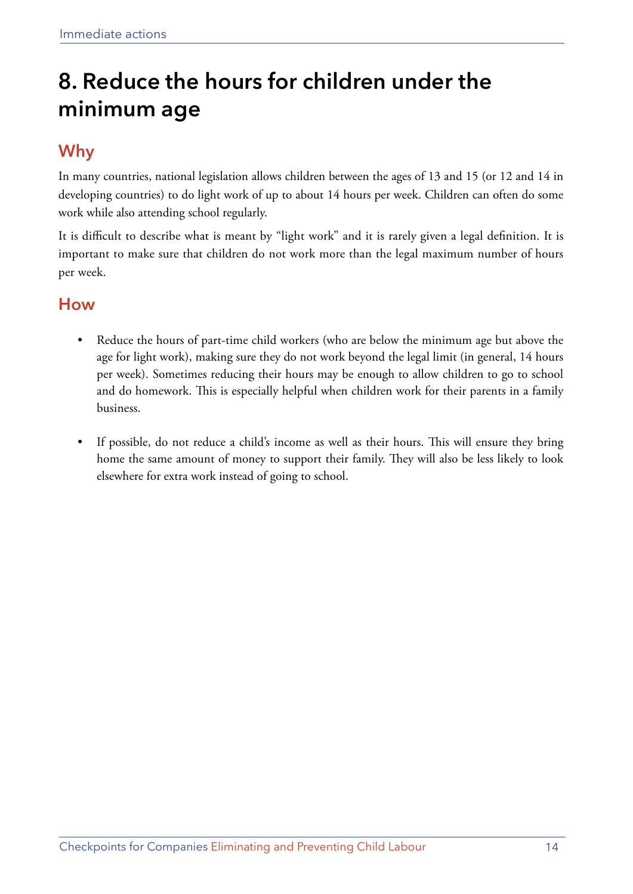# 8. Reduce the hours for children under the minimum age

## Why

In many countries, national legislation allows children between the ages of 13 and 15 (or 12 and 14 in developing countries) to do light work of up to about 14 hours per week. Children can often do some work while also attending school regularly.

It is difficult to describe what is meant by "light work" and it is rarely given a legal definition. It is important to make sure that children do not work more than the legal maximum number of hours per week.

## How

- Reduce the hours of part-time child workers (who are below the minimum age but above the age for light work), making sure they do not work beyond the legal limit (in general, 14 hours per week). Sometimes reducing their hours may be enough to allow children to go to school and do homework. This is especially helpful when children work for their parents in a family business.

- If possible, do not reduce a child's income as well as their hours. This will ensure they bring home the same amount of money to support their family. They will also be less likely to look elsewhere for extra work instead of going to school.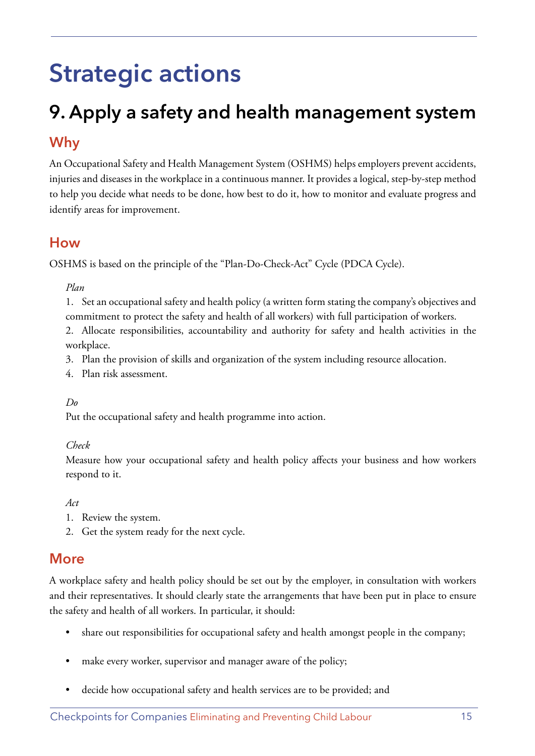# Strategic actions

## 9. Apply a safety and health management system

### Why

An Occupational Safety and Health Management System (OSHMS) helps employers prevent accidents, injuries and diseases in the workplace in a continuous manner. It provides a logical, step-by-step method to help you decide what needs to be done, how best to do it, how to monitor and evaluate progress and identify areas for improvement.

### How

OSHMS is based on the principle of the "Plan-Do-Check-Act" Cycle (PDCA Cycle).

*Plan*

1. Set an occupational safety and health policy (a written form stating the company's objectives and commitment to protect the safety and health of all workers) with full participation of workers.
2. Allocate responsibilities, accountability and authority for safety and health activities in the workplace.
3. Plan the provision of skills and organization of the system including resource allocation.
4. Plan risk assessment.

*Do*

Put the occupational safety and health programme into action.

*Check*

Measure how your occupational safety and health policy affects your business and how workers respond to it.

*Act*

1. Review the system.
2. Get the system ready for the next cycle.

### More

A workplace safety and health policy should be set out by the employer, in consultation with workers and their representatives. It should clearly state the arrangements that have been put in place to ensure the safety and health of all workers. In particular, it should:

- share out responsibilities for occupational safety and health amongst people in the company;
- make every worker, supervisor and manager aware of the policy;
- decide how occupational safety and health services are to be provided; and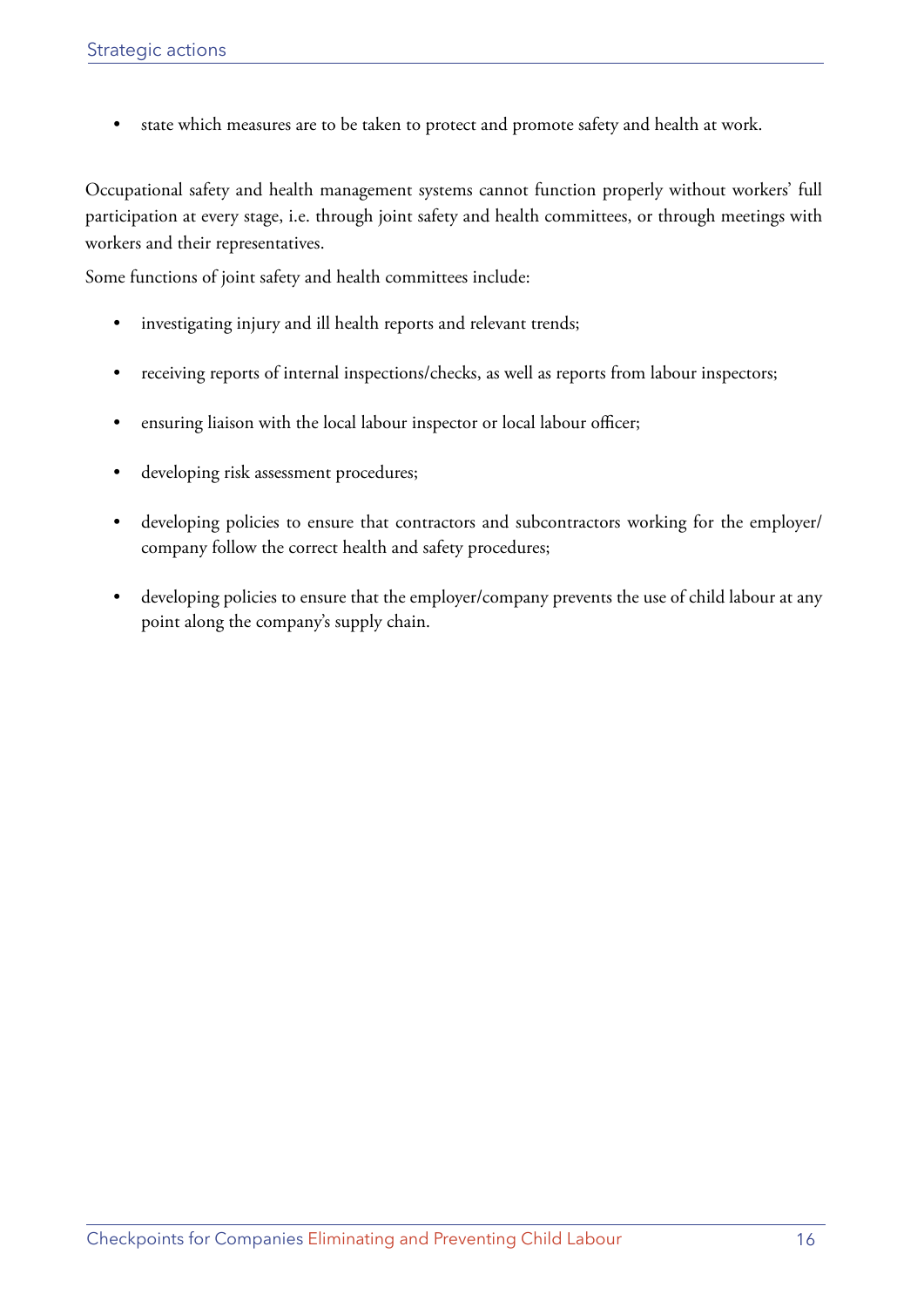- state which measures are to be taken to protect and promote safety and health at work.

Occupational safety and health management systems cannot function properly without workers' full participation at every stage, i.e. through joint safety and health committees, or through meetings with workers and their representatives.

Some functions of joint safety and health committees include:

- investigating injury and ill health reports and relevant trends;
- receiving reports of internal inspections/checks, as well as reports from labour inspectors;
- ensuring liaison with the local labour inspector or local labour officer;
- developing risk assessment procedures;
- developing policies to ensure that contractors and subcontractors working for the employer/company follow the correct health and safety procedures;
- developing policies to ensure that the employer/company prevents the use of child labour at any point along the company's supply chain.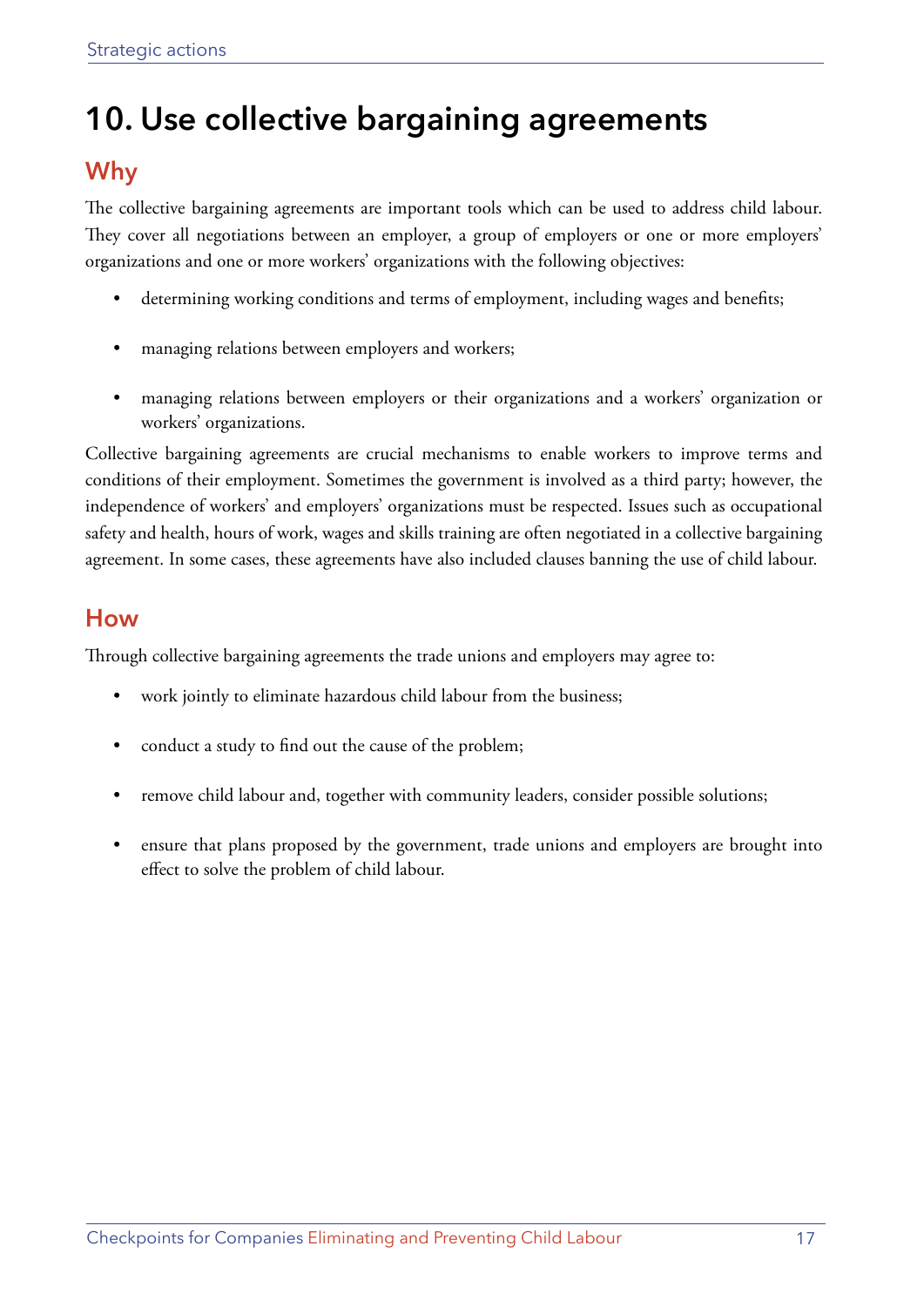# 10. Use collective bargaining agreements

## Why

The collective bargaining agreements are important tools which can be used to address child labour. They cover all negotiations between an employer, a group of employers or one or more employers' organizations and one or more workers' organizations with the following objectives:

- determining working conditions and terms of employment, including wages and benefits;
- managing relations between employers and workers;
- managing relations between employers or their organizations and a workers' organization or workers' organizations.

Collective bargaining agreements are crucial mechanisms to enable workers to improve terms and conditions of their employment. Sometimes the government is involved as a third party; however, the independence of workers' and employers' organizations must be respected. Issues such as occupational safety and health, hours of work, wages and skills training are often negotiated in a collective bargaining agreement. In some cases, these agreements have also included clauses banning the use of child labour.

## How

Through collective bargaining agreements the trade unions and employers may agree to:

- work jointly to eliminate hazardous child labour from the business;
- conduct a study to find out the cause of the problem;
- remove child labour and, together with community leaders, consider possible solutions;
- ensure that plans proposed by the government, trade unions and employers are brought into effect to solve the problem of child labour.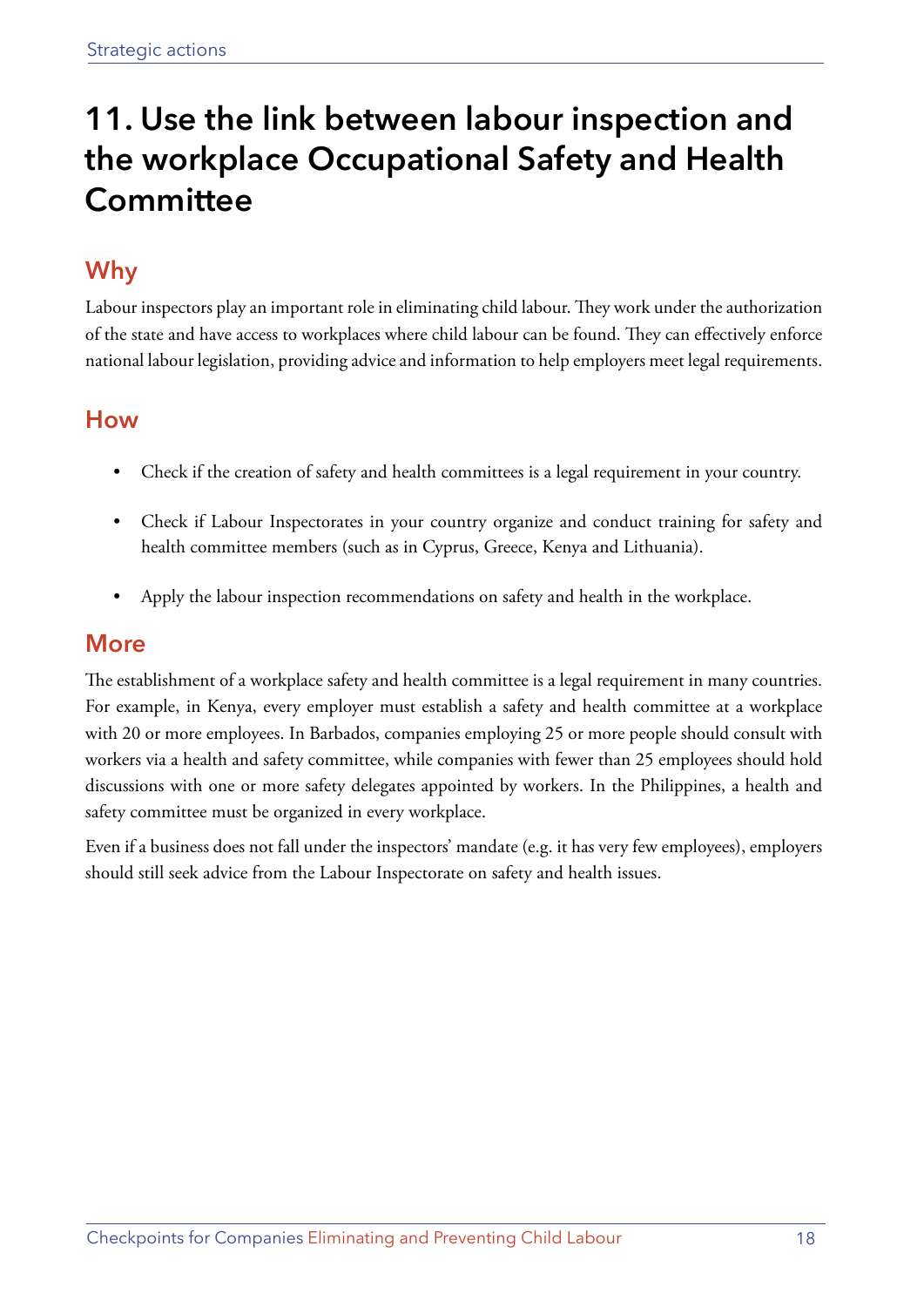# 11. Use the link between labour inspection and the workplace Occupational Safety and Health Committee

## Why

Labour inspectors play an important role in eliminating child labour. They work under the authorization of the state and have access to workplaces where child labour can be found. They can effectively enforce national labour legislation, providing advice and information to help employers meet legal requirements.

## How

- Check if the creation of safety and health committees is a legal requirement in your country.
- Check if Labour Inspectorates in your country organize and conduct training for safety and health committee members (such as in Cyprus, Greece, Kenya and Lithuania).
- Apply the labour inspection recommendations on safety and health in the workplace.

## More

The establishment of a workplace safety and health committee is a legal requirement in many countries. For example, in Kenya, every employer must establish a safety and health committee at a workplace with 20 or more employees. In Barbados, companies employing 25 or more people should consult with workers via a health and safety committee, while companies with fewer than 25 employees should hold discussions with one or more safety delegates appointed by workers. In the Philippines, a health and safety committee must be organized in every workplace.

Even if a business does not fall under the inspectors' mandate (e.g. it has very few employees), employers should still seek advice from the Labour Inspectorate on safety and health issues.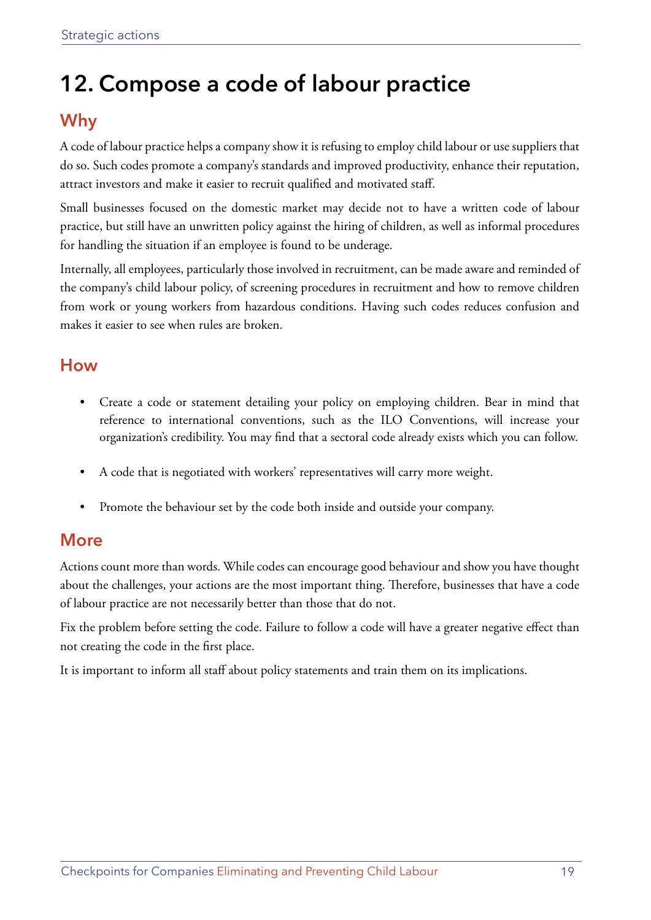# 12. Compose a code of labour practice

## Why

A code of labour practice helps a company show it is refusing to employ child labour or use suppliers that do so. Such codes promote a company's standards and improved productivity, enhance their reputation, attract investors and make it easier to recruit qualified and motivated staff.

Small businesses focused on the domestic market may decide not to have a written code of labour practice, but still have an unwritten policy against the hiring of children, as well as informal procedures for handling the situation if an employee is found to be underage.

Internally, all employees, particularly those involved in recruitment, can be made aware and reminded of the company's child labour policy, of screening procedures in recruitment and how to remove children from work or young workers from hazardous conditions. Having such codes reduces confusion and makes it easier to see when rules are broken.

## How

- Create a code or statement detailing your policy on employing children. Bear in mind that reference to international conventions, such as the ILO Conventions, will increase your organization's credibility. You may find that a sectoral code already exists which you can follow.
- A code that is negotiated with workers' representatives will carry more weight.
- Promote the behaviour set by the code both inside and outside your company.

## More

Actions count more than words. While codes can encourage good behaviour and show you have thought about the challenges, your actions are the most important thing. Therefore, businesses that have a code of labour practice are not necessarily better than those that do not.

Fix the problem before setting the code. Failure to follow a code will have a greater negative effect than not creating the code in the first place.

It is important to inform all staff about policy statements and train them on its implications.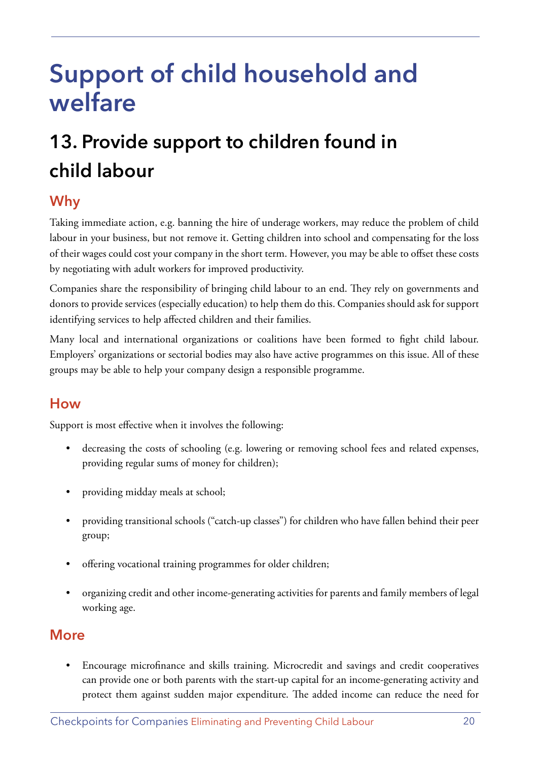# Support of child household and welfare

## 13. Provide support to children found in child labour

### Why

Taking immediate action, e.g. banning the hire of underage workers, may reduce the problem of child labour in your business, but not remove it. Getting children into school and compensating for the loss of their wages could cost your company in the short term. However, you may be able to offset these costs by negotiating with adult workers for improved productivity.

Companies share the responsibility of bringing child labour to an end. They rely on governments and donors to provide services (especially education) to help them do this. Companies should ask for support identifying services to help affected children and their families.

Many local and international organizations or coalitions have been formed to fight child labour. Employers' organizations or sectorial bodies may also have active programmes on this issue. All of these groups may be able to help your company design a responsible programme.

### How

Support is most effective when it involves the following:

- decreasing the costs of schooling (e.g. lowering or removing school fees and related expenses, providing regular sums of money for children);
- providing midday meals at school;
- providing transitional schools ("catch-up classes") for children who have fallen behind their peer group;
- offering vocational training programmes for older children;
- organizing credit and other income-generating activities for parents and family members of legal working age.

### More

- Encourage microfinance and skills training. Microcredit and savings and credit cooperatives can provide one or both parents with the start-up capital for an income-generating activity and protect them against sudden major expenditure. The added income can reduce the need for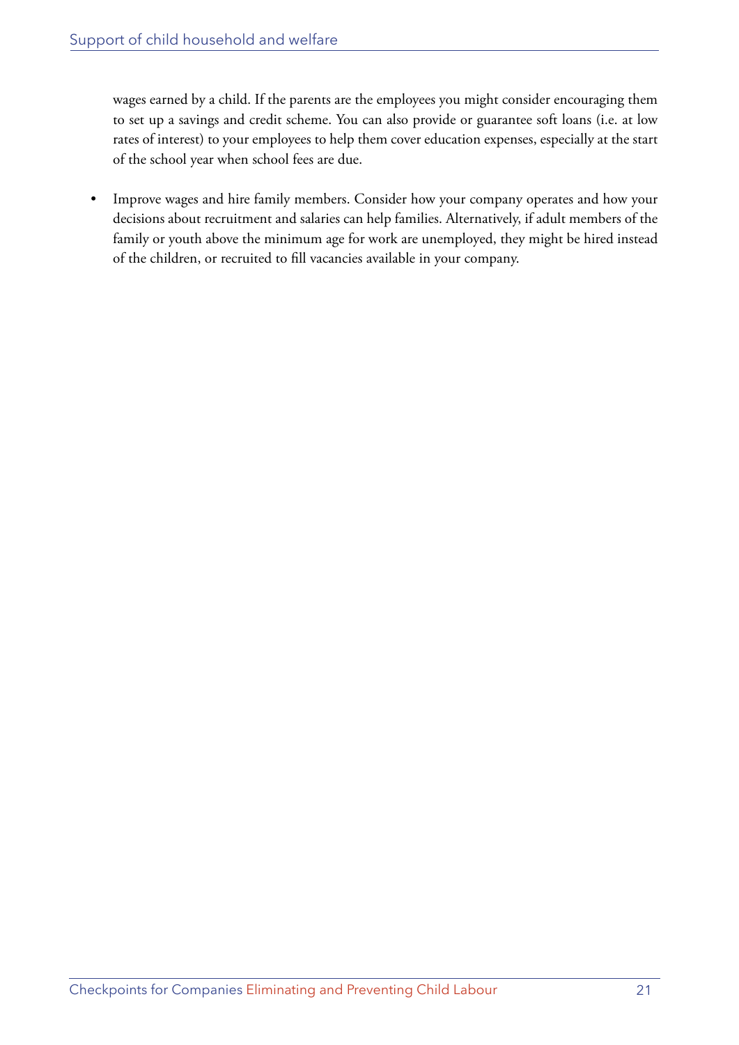wages earned by a child. If the parents are the employees you might consider encouraging them to set up a savings and credit scheme. You can also provide or guarantee soft loans (i.e. at low rates of interest) to your employees to help them cover education expenses, especially at the start of the school year when school fees are due.

- Improve wages and hire family members. Consider how your company operates and how your decisions about recruitment and salaries can help families. Alternatively, if adult members of the family or youth above the minimum age for work are unemployed, they might be hired instead of the children, or recruited to fill vacancies available in your company.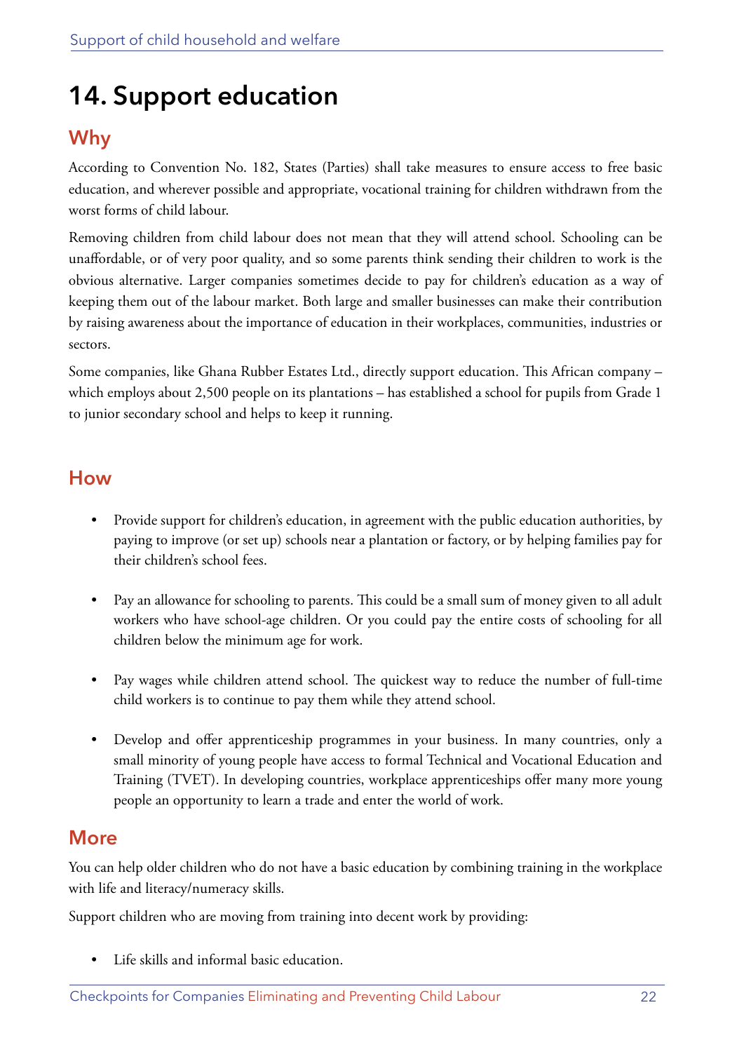# 14. Support education

## Why

According to Convention No. 182, States (Parties) shall take measures to ensure access to free basic education, and wherever possible and appropriate, vocational training for children withdrawn from the worst forms of child labour.

Removing children from child labour does not mean that they will attend school. Schooling can be unaffordable, or of very poor quality, and so some parents think sending their children to work is the obvious alternative. Larger companies sometimes decide to pay for children's education as a way of keeping them out of the labour market. Both large and smaller businesses can make their contribution by raising awareness about the importance of education in their workplaces, communities, industries or sectors.

Some companies, like Ghana Rubber Estates Ltd., directly support education. This African company – which employs about 2,500 people on its plantations – has established a school for pupils from Grade 1 to junior secondary school and helps to keep it running.

## How

- Provide support for children's education, in agreement with the public education authorities, by paying to improve (or set up) schools near a plantation or factory, or by helping families pay for their children's school fees.
- Pay an allowance for schooling to parents. This could be a small sum of money given to all adult workers who have school-age children. Or you could pay the entire costs of schooling for all children below the minimum age for work.
- Pay wages while children attend school. The quickest way to reduce the number of full-time child workers is to continue to pay them while they attend school.
- Develop and offer apprenticeship programmes in your business. In many countries, only a small minority of young people have access to formal Technical and Vocational Education and Training (TVET). In developing countries, workplace apprenticeships offer many more young people an opportunity to learn a trade and enter the world of work.

## More

You can help older children who do not have a basic education by combining training in the workplace with life and literacy/numeracy skills.

Support children who are moving from training into decent work by providing:

- Life skills and informal basic education.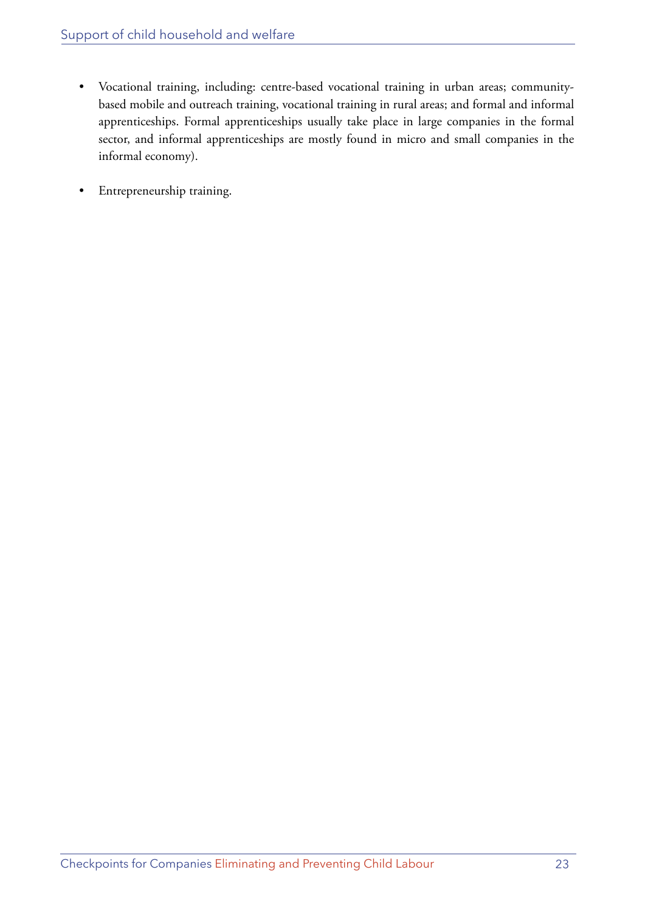- Vocational training, including: centre-based vocational training in urban areas; community-based mobile and outreach training, vocational training in rural areas; and formal and informal apprenticeships. Formal apprenticeships usually take place in large companies in the formal sector, and informal apprenticeships are mostly found in micro and small companies in the informal economy).

- Entrepreneurship training.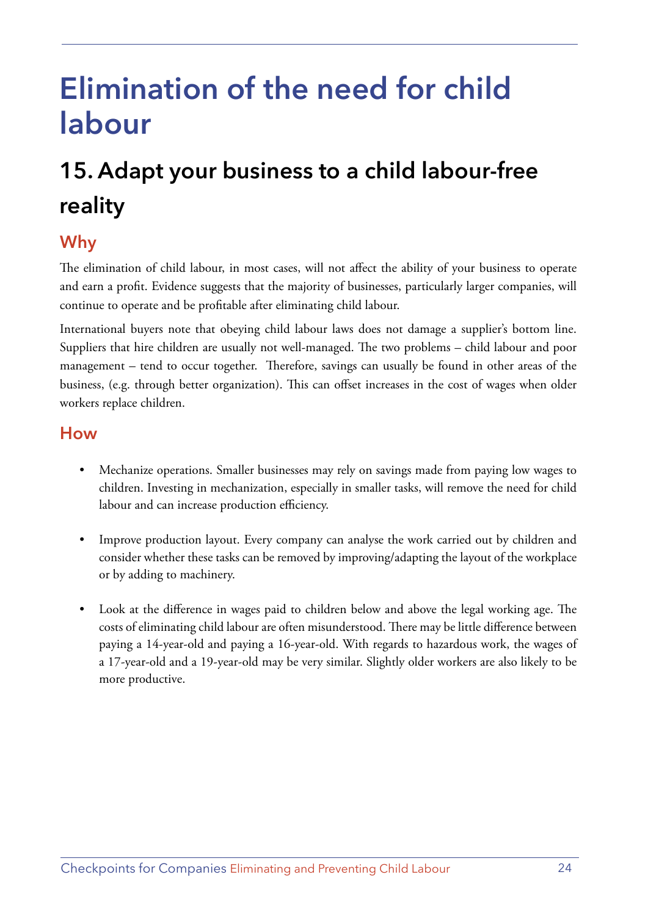# Elimination of the need for child labour

## 15. Adapt your business to a child labour-free reality

### Why

The elimination of child labour, in most cases, will not affect the ability of your business to operate and earn a profit. Evidence suggests that the majority of businesses, particularly larger companies, will continue to operate and be profitable after eliminating child labour.

International buyers note that obeying child labour laws does not damage a supplier's bottom line. Suppliers that hire children are usually not well-managed. The two problems – child labour and poor management – tend to occur together. Therefore, savings can usually be found in other areas of the business, (e.g. through better organization). This can offset increases in the cost of wages when older workers replace children.

### How

- Mechanize operations. Smaller businesses may rely on savings made from paying low wages to children. Investing in mechanization, especially in smaller tasks, will remove the need for child labour and can increase production efficiency.

- Improve production layout. Every company can analyse the work carried out by children and consider whether these tasks can be removed by improving/adapting the layout of the workplace or by adding to machinery.

- Look at the difference in wages paid to children below and above the legal working age. The costs of eliminating child labour are often misunderstood. There may be little difference between paying a 14-year-old and paying a 16-year-old. With regards to hazardous work, the wages of a 17-year-old and a 19-year-old may be very similar. Slightly older workers are also likely to be more productive.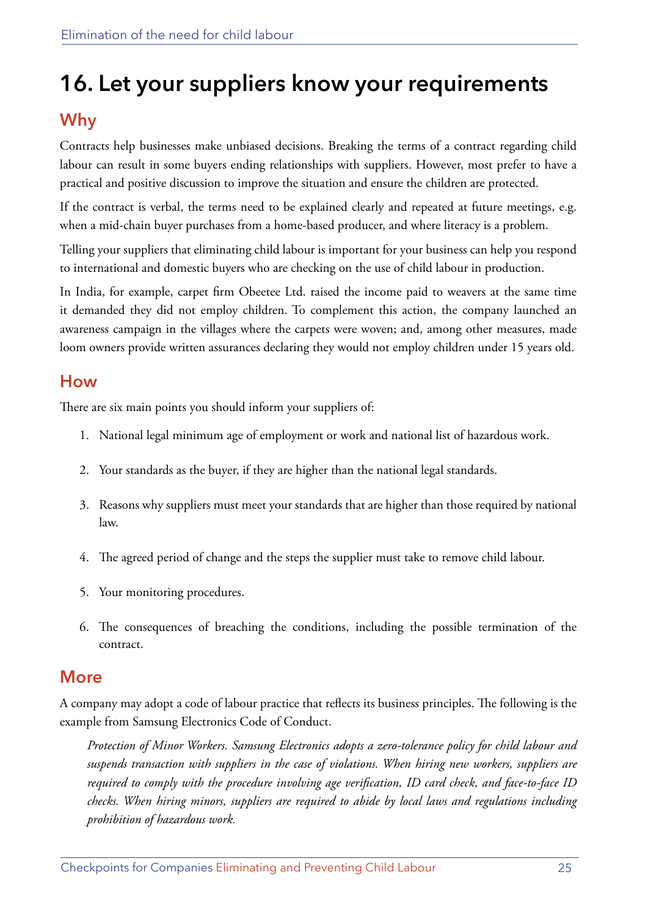# 16. Let your suppliers know your requirements

## Why

Contracts help businesses make unbiased decisions. Breaking the terms of a contract regarding child labour can result in some buyers ending relationships with suppliers. However, most prefer to have a practical and positive discussion to improve the situation and ensure the children are protected.

If the contract is verbal, the terms need to be explained clearly and repeated at future meetings, e.g. when a mid-chain buyer purchases from a home-based producer, and where literacy is a problem.

Telling your suppliers that eliminating child labour is important for your business can help you respond to international and domestic buyers who are checking on the use of child labour in production.

In India, for example, carpet firm Obeetee Ltd. raised the income paid to weavers at the same time it demanded they did not employ children. To complement this action, the company launched an awareness campaign in the villages where the carpets were woven; and, among other measures, made loom owners provide written assurances declaring they would not employ children under 15 years old.

## How

There are six main points you should inform your suppliers of:

1. National legal minimum age of employment or work and national list of hazardous work.
2. Your standards as the buyer, if they are higher than the national legal standards.
3. Reasons why suppliers must meet your standards that are higher than those required by national law.
4. The agreed period of change and the steps the supplier must take to remove child labour.
5. Your monitoring procedures.
6. The consequences of breaching the conditions, including the possible termination of the contract.

## More

A company may adopt a code of labour practice that reflects its business principles. The following is the example from Samsung Electronics Code of Conduct.

> *Protection of Minor Workers. Samsung Electronics adopts a zero-tolerance policy for child labour and suspends transaction with suppliers in the case of violations. When hiring new workers, suppliers are required to comply with the procedure involving age verification, ID card check, and face-to-face ID checks. When hiring minors, suppliers are required to abide by local laws and regulations including prohibition of hazardous work.*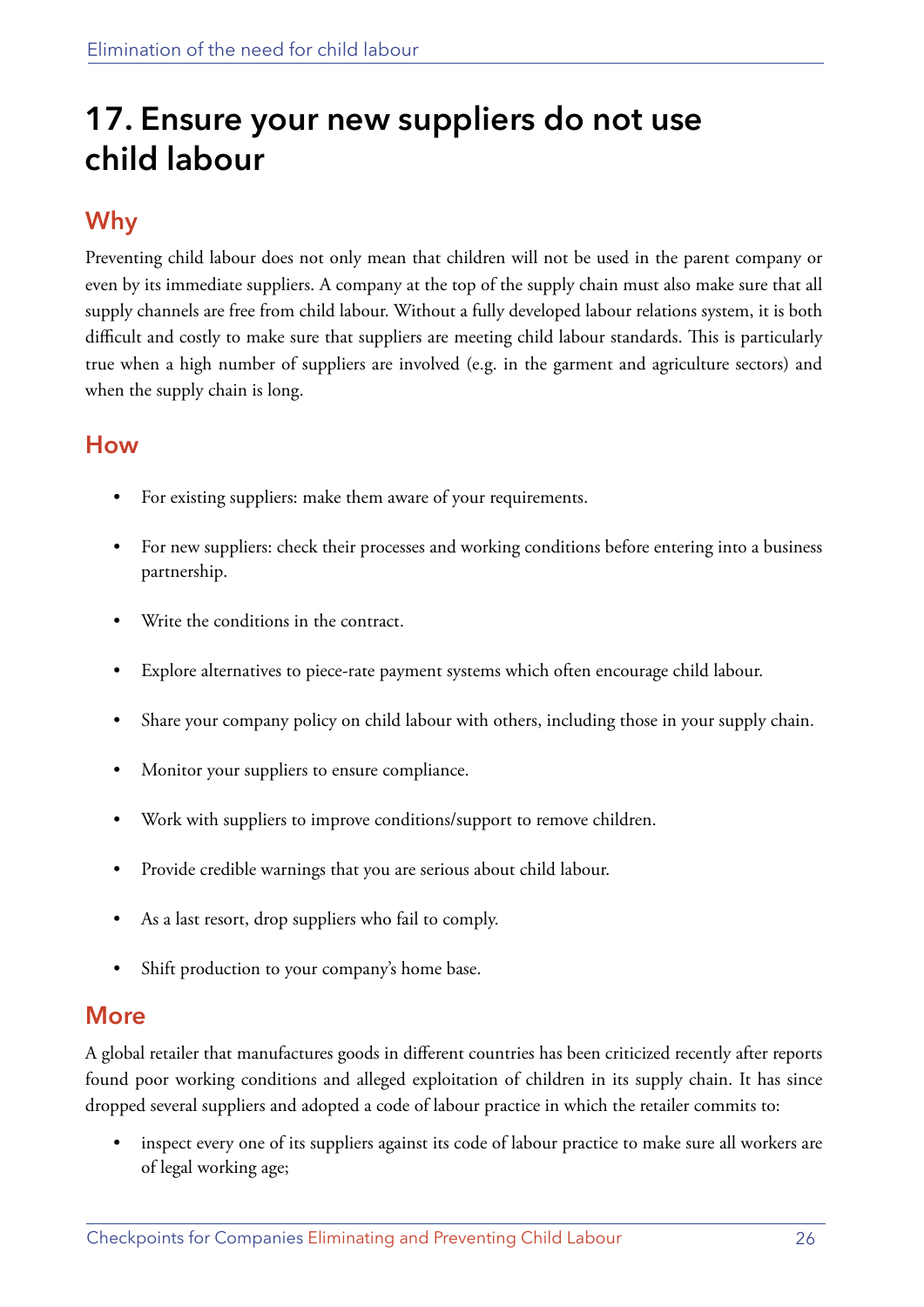# 17. Ensure your new suppliers do not use child labour

## Why

Preventing child labour does not only mean that children will not be used in the parent company or even by its immediate suppliers. A company at the top of the supply chain must also make sure that all supply channels are free from child labour. Without a fully developed labour relations system, it is both difficult and costly to make sure that suppliers are meeting child labour standards. This is particularly true when a high number of suppliers are involved (e.g. in the garment and agriculture sectors) and when the supply chain is long.

## How

- For existing suppliers: make them aware of your requirements.
- For new suppliers: check their processes and working conditions before entering into a business partnership.
- Write the conditions in the contract.
- Explore alternatives to piece-rate payment systems which often encourage child labour.
- Share your company policy on child labour with others, including those in your supply chain.
- Monitor your suppliers to ensure compliance.
- Work with suppliers to improve conditions/support to remove children.
- Provide credible warnings that you are serious about child labour.
- As a last resort, drop suppliers who fail to comply.
- Shift production to your company's home base.

## More

A global retailer that manufactures goods in different countries has been criticized recently after reports found poor working conditions and alleged exploitation of children in its supply chain. It has since dropped several suppliers and adopted a code of labour practice in which the retailer commits to:

- inspect every one of its suppliers against its code of labour practice to make sure all workers are of legal working age;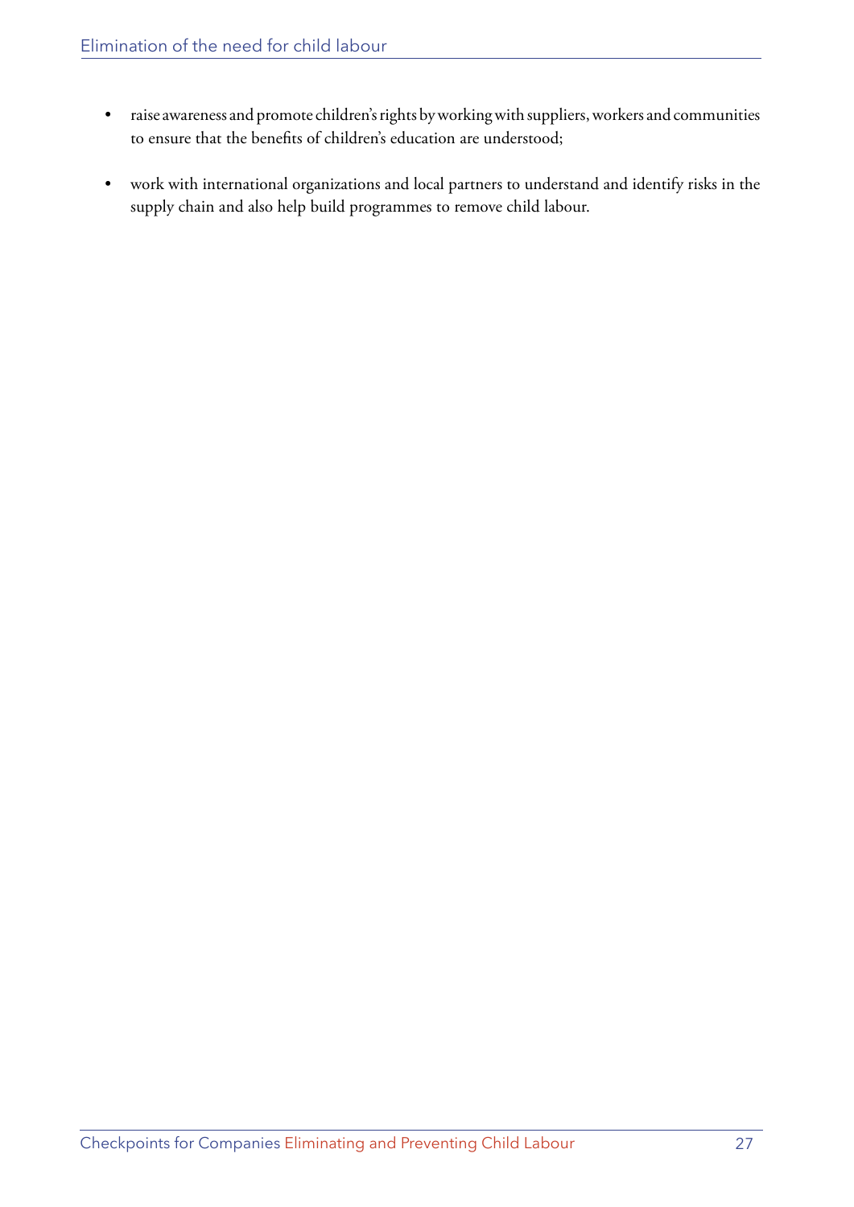- raise awareness and promote children's rights by working with suppliers, workers and communities to ensure that the benefits of children's education are understood;

- work with international organizations and local partners to understand and identify risks in the supply chain and also help build programmes to remove child labour.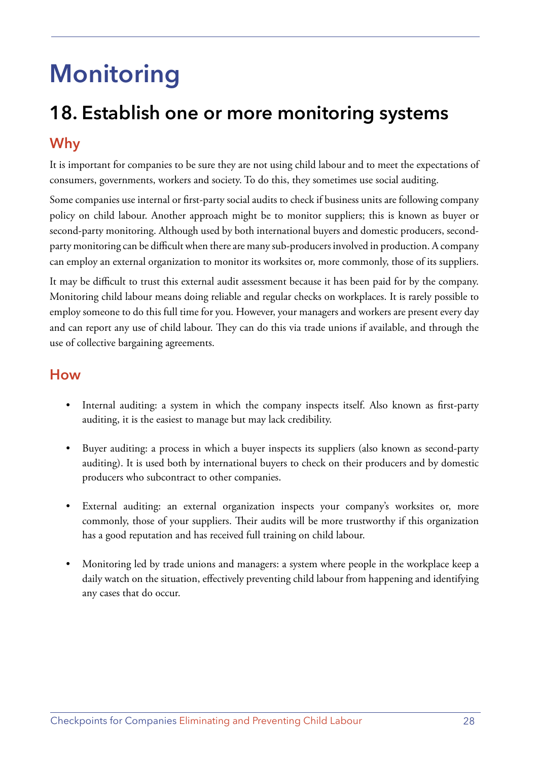# Monitoring

## 18. Establish one or more monitoring systems

### Why

It is important for companies to be sure they are not using child labour and to meet the expectations of consumers, governments, workers and society. To do this, they sometimes use social auditing.

Some companies use internal or first-party social audits to check if business units are following company policy on child labour. Another approach might be to monitor suppliers; this is known as buyer or second-party monitoring. Although used by both international buyers and domestic producers, second-party monitoring can be difficult when there are many sub-producers involved in production. A company can employ an external organization to monitor its worksites or, more commonly, those of its suppliers.

It may be difficult to trust this external audit assessment because it has been paid for by the company. Monitoring child labour means doing reliable and regular checks on workplaces. It is rarely possible to employ someone to do this full time for you. However, your managers and workers are present every day and can report any use of child labour. They can do this via trade unions if available, and through the use of collective bargaining agreements.

### How

- Internal auditing: a system in which the company inspects itself. Also known as first-party auditing, it is the easiest to manage but may lack credibility.

- Buyer auditing: a process in which a buyer inspects its suppliers (also known as second-party auditing). It is used both by international buyers to check on their producers and by domestic producers who subcontract to other companies.

- External auditing: an external organization inspects your company's worksites or, more commonly, those of your suppliers. Their audits will be more trustworthy if this organization has a good reputation and has received full training on child labour.

- Monitoring led by trade unions and managers: a system where people in the workplace keep a daily watch on the situation, effectively preventing child labour from happening and identifying any cases that do occur.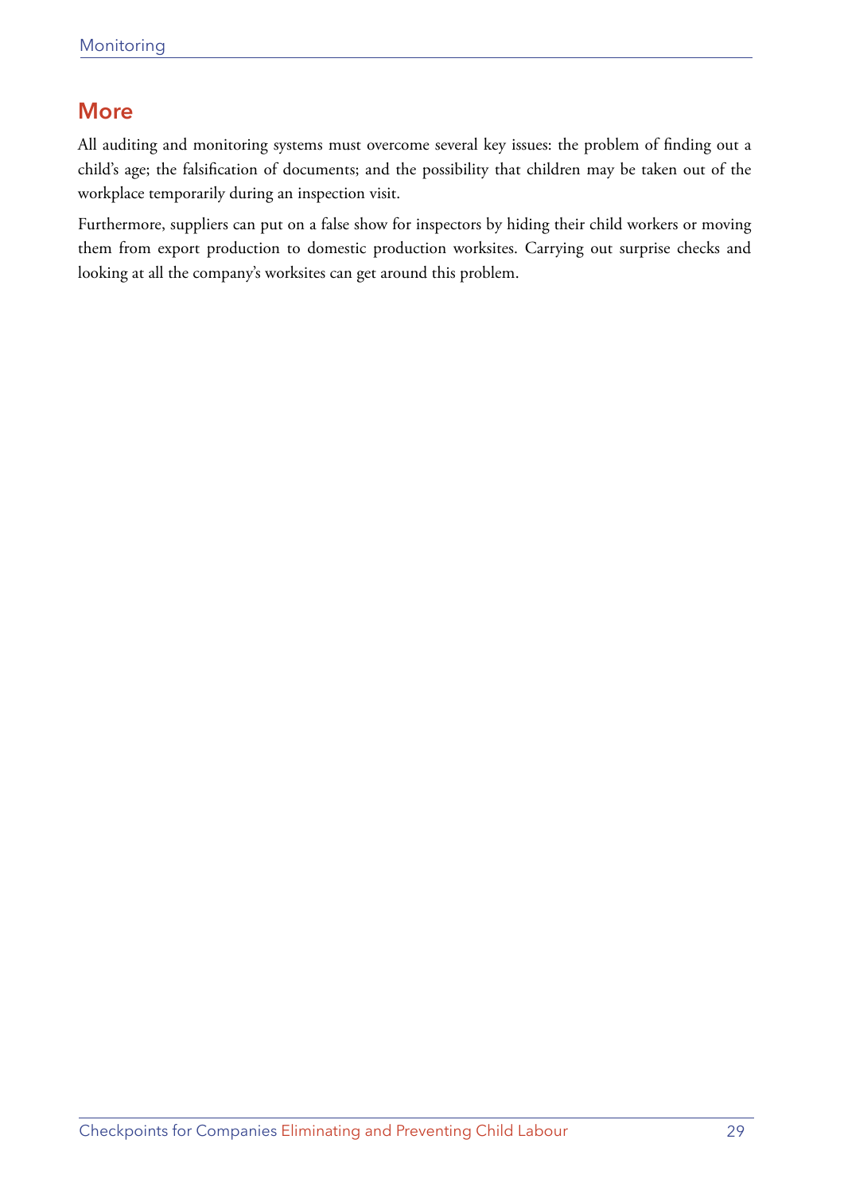## More

All auditing and monitoring systems must overcome several key issues: the problem of finding out a child's age; the falsification of documents; and the possibility that children may be taken out of the workplace temporarily during an inspection visit.

Furthermore, suppliers can put on a false show for inspectors by hiding their child workers or moving them from export production to domestic production worksites. Carrying out surprise checks and looking at all the company's worksites can get around this problem.